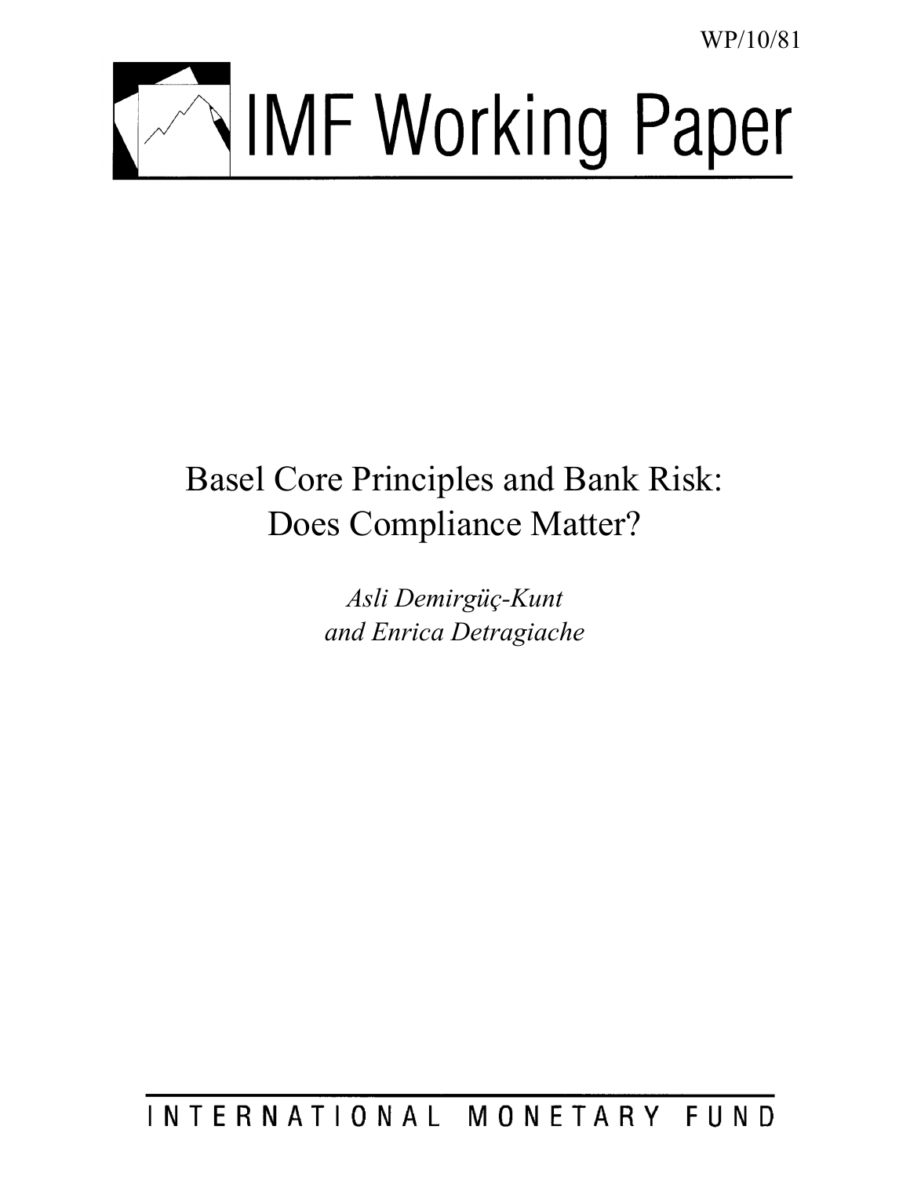WP/10/81

# IMF Working Paper

# Basel Core Principles and Bank Risk: Does Compliance Matter?

*Asli Demirgüç-Kunt*
*and Enrica Detragiache*

INTERNATIONAL MONETARY FUND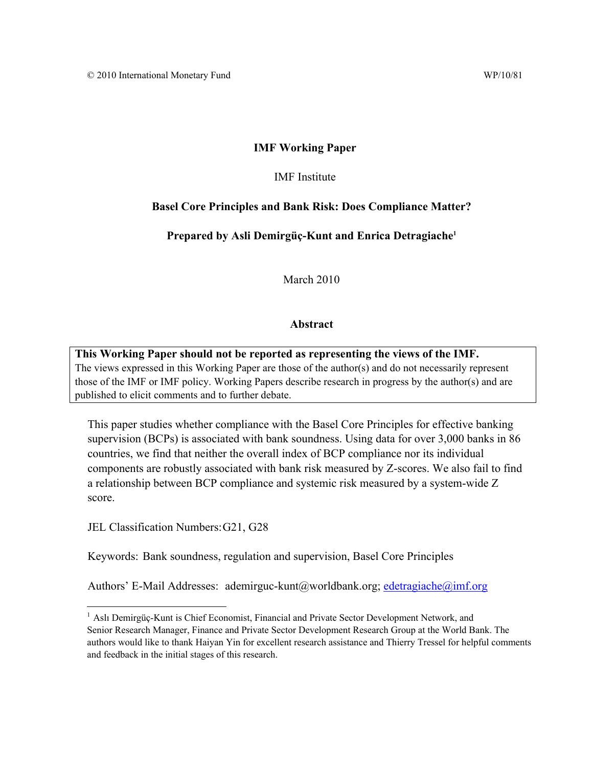© 2010 International Monetary Fund WP/10/81

**IMF Working Paper**

IMF Institute

**Basel Core Principles and Bank Risk: Does Compliance Matter?**

**Prepared by Asli Demirgüç-Kunt and Enrica Detragiache[1]**

March 2010

**Abstract**

**This Working Paper should not be reported as representing the views of the IMF.**
The views expressed in this Working Paper are those of the author(s) and do not necessarily represent those of the IMF or IMF policy. Working Papers describe research in progress by the author(s) and are published to elicit comments and to further debate.

This paper studies whether compliance with the Basel Core Principles for effective banking supervision (BCPs) is associated with bank soundness. Using data for over 3,000 banks in 86 countries, we find that neither the overall index of BCP compliance nor its individual components are robustly associated with bank risk measured by Z-scores. We also fail to find a relationship between BCP compliance and systemic risk measured by a system-wide Z score.

JEL Classification Numbers: G21, G28

Keywords: Bank soundness, regulation and supervision, Basel Core Principles

Authors' E-Mail Addresses: ademirguc-kunt@worldbank.org; edetragiache@imf.org

[1] Aslı Demirgüç-Kunt is Chief Economist, Financial and Private Sector Development Network, and Senior Research Manager, Finance and Private Sector Development Research Group at the World Bank. The authors would like to thank Haiyan Yin for excellent research assistance and Thierry Tressel for helpful comments and feedback in the initial stages of this research.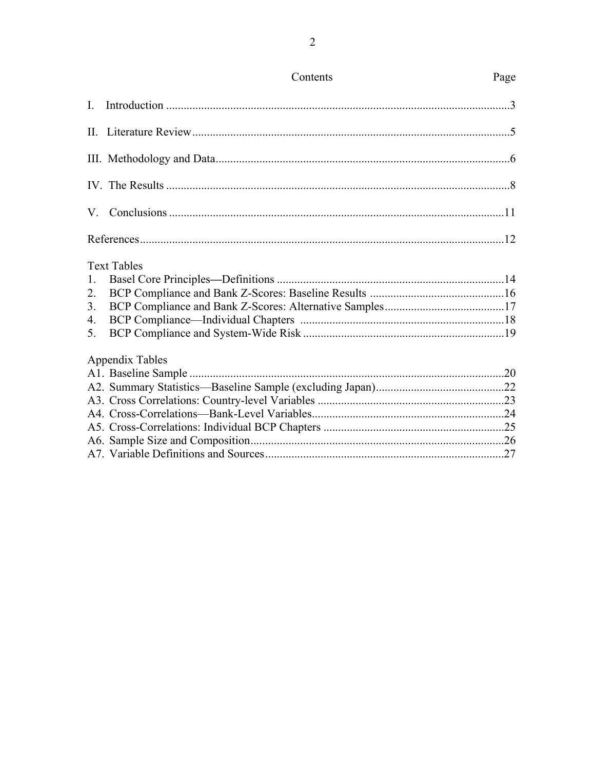# Contents

| | Page |
|---|---|
| I. Introduction | 3 |
| II. Literature Review | 5 |
| III. Methodology and Data | 6 |
| IV. The Results | 8 |
| V. Conclusions | 11 |
| References | 12 |

**Text Tables**

| | Page |
|---|---|
| 1. Basel Core Principles—Definitions | 14 |
| 2. BCP Compliance and Bank Z-Scores: Baseline Results | 16 |
| 3. BCP Compliance and Bank Z-Scores: Alternative Samples | 17 |
| 4. BCP Compliance—Individual Chapters | 18 |
| 5. BCP Compliance and System-Wide Risk | 19 |

**Appendix Tables**

| | Page |
|---|---|
| A1. Baseline Sample | 20 |
| A2. Summary Statistics—Baseline Sample (excluding Japan) | 22 |
| A3. Cross Correlations: Country-level Variables | 23 |
| A4. Cross-Correlations—Bank-Level Variables | 24 |
| A5. Cross-Correlations: Individual BCP Chapters | 25 |
| A6. Sample Size and Composition | 26 |
| A7. Variable Definitions and Sources | 27 |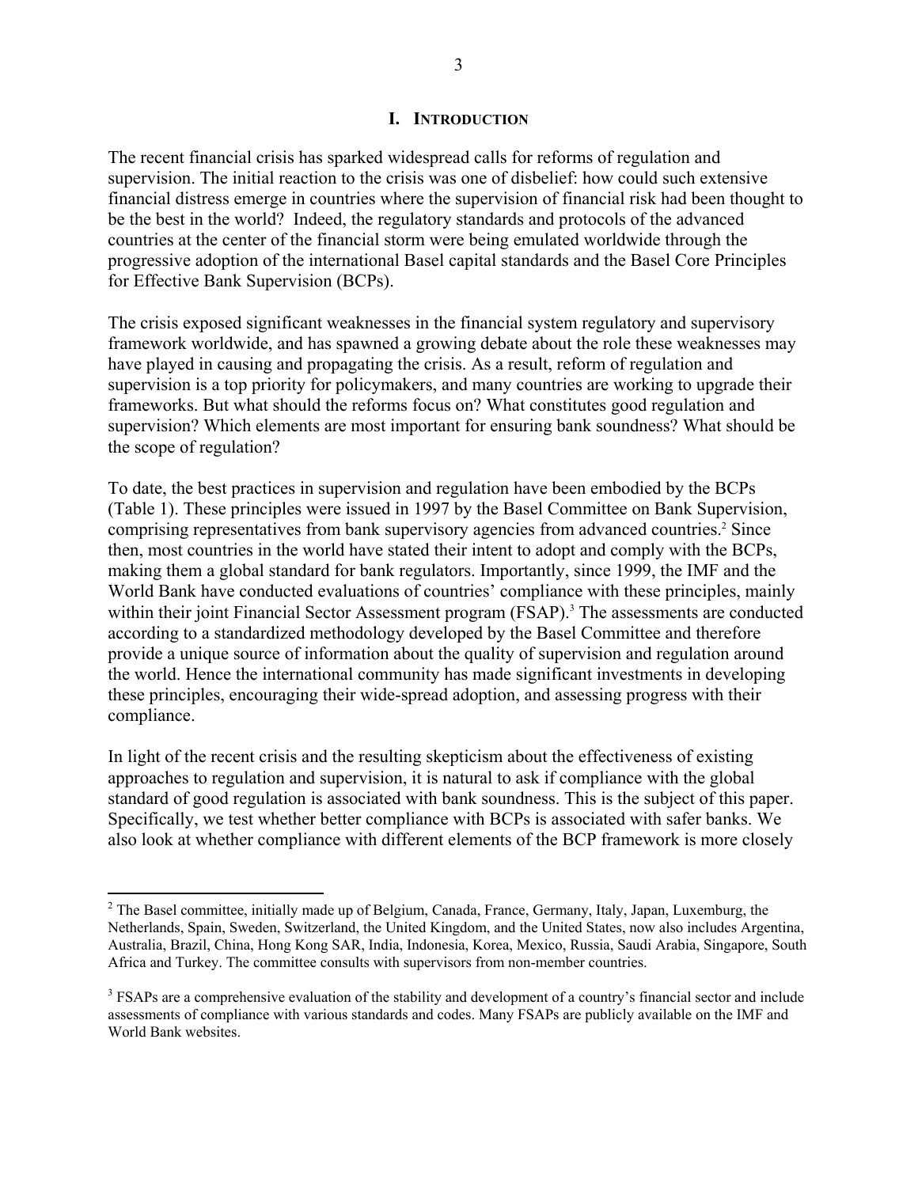# I. Introduction

The recent financial crisis has sparked widespread calls for reforms of regulation and supervision. The initial reaction to the crisis was one of disbelief: how could such extensive financial distress emerge in countries where the supervision of financial risk had been thought to be the best in the world? Indeed, the regulatory standards and protocols of the advanced countries at the center of the financial storm were being emulated worldwide through the progressive adoption of the international Basel capital standards and the Basel Core Principles for Effective Bank Supervision (BCPs).

The crisis exposed significant weaknesses in the financial system regulatory and supervisory framework worldwide, and has spawned a growing debate about the role these weaknesses may have played in causing and propagating the crisis. As a result, reform of regulation and supervision is a top priority for policymakers, and many countries are working to upgrade their frameworks. But what should the reforms focus on? What constitutes good regulation and supervision? Which elements are most important for ensuring bank soundness? What should be the scope of regulation?

To date, the best practices in supervision and regulation have been embodied by the BCPs (Table 1). These principles were issued in 1997 by the Basel Committee on Bank Supervision, comprising representatives from bank supervisory agencies from advanced countries.[2] Since then, most countries in the world have stated their intent to adopt and comply with the BCPs, making them a global standard for bank regulators. Importantly, since 1999, the IMF and the World Bank have conducted evaluations of countries' compliance with these principles, mainly within their joint Financial Sector Assessment program (FSAP).[3] The assessments are conducted according to a standardized methodology developed by the Basel Committee and therefore provide a unique source of information about the quality of supervision and regulation around the world. Hence the international community has made significant investments in developing these principles, encouraging their wide-spread adoption, and assessing progress with their compliance.

In light of the recent crisis and the resulting skepticism about the effectiveness of existing approaches to regulation and supervision, it is natural to ask if compliance with the global standard of good regulation is associated with bank soundness. This is the subject of this paper. Specifically, we test whether better compliance with BCPs is associated with safer banks. We also look at whether compliance with different elements of the BCP framework is more closely

---

[2] The Basel committee, initially made up of Belgium, Canada, France, Germany, Italy, Japan, Luxemburg, the Netherlands, Spain, Sweden, Switzerland, the United Kingdom, and the United States, now also includes Argentina, Australia, Brazil, China, Hong Kong SAR, India, Indonesia, Korea, Mexico, Russia, Saudi Arabia, Singapore, South Africa and Turkey. The committee consults with supervisors from non-member countries.

[3] FSAPs are a comprehensive evaluation of the stability and development of a country's financial sector and include assessments of compliance with various standards and codes. Many FSAPs are publicly available on the IMF and World Bank websites.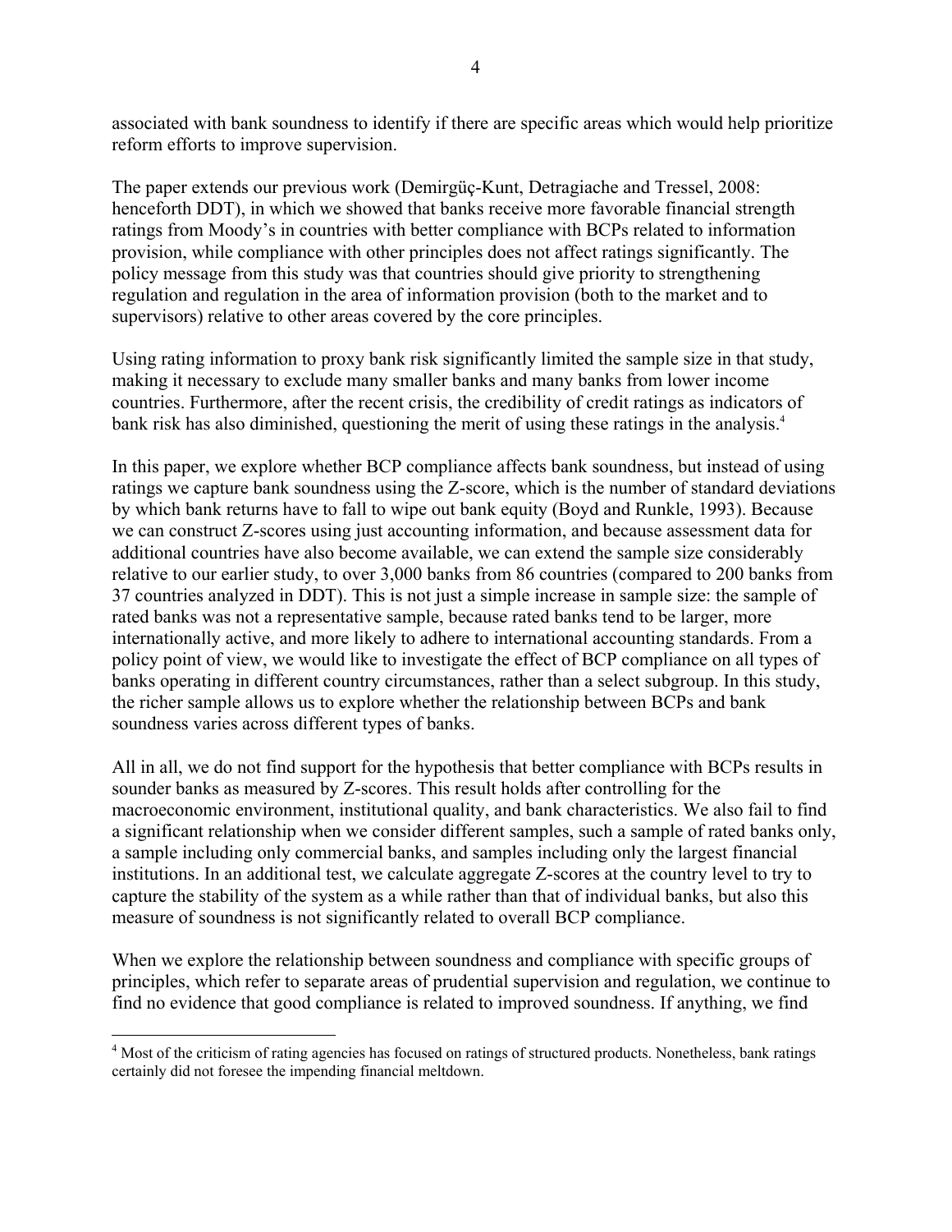associated with bank soundness to identify if there are specific areas which would help prioritize reform efforts to improve supervision.

The paper extends our previous work (Demirgüç-Kunt, Detragiache and Tressel, 2008: henceforth DDT), in which we showed that banks receive more favorable financial strength ratings from Moody's in countries with better compliance with BCPs related to information provision, while compliance with other principles does not affect ratings significantly. The policy message from this study was that countries should give priority to strengthening regulation and regulation in the area of information provision (both to the market and to supervisors) relative to other areas covered by the core principles.

Using rating information to proxy bank risk significantly limited the sample size in that study, making it necessary to exclude many smaller banks and many banks from lower income countries. Furthermore, after the recent crisis, the credibility of credit ratings as indicators of bank risk has also diminished, questioning the merit of using these ratings in the analysis.[4]

In this paper, we explore whether BCP compliance affects bank soundness, but instead of using ratings we capture bank soundness using the Z-score, which is the number of standard deviations by which bank returns have to fall to wipe out bank equity (Boyd and Runkle, 1993). Because we can construct Z-scores using just accounting information, and because assessment data for additional countries have also become available, we can extend the sample size considerably relative to our earlier study, to over 3,000 banks from 86 countries (compared to 200 banks from 37 countries analyzed in DDT). This is not just a simple increase in sample size: the sample of rated banks was not a representative sample, because rated banks tend to be larger, more internationally active, and more likely to adhere to international accounting standards. From a policy point of view, we would like to investigate the effect of BCP compliance on all types of banks operating in different country circumstances, rather than a select subgroup. In this study, the richer sample allows us to explore whether the relationship between BCPs and bank soundness varies across different types of banks.

All in all, we do not find support for the hypothesis that better compliance with BCPs results in sounder banks as measured by Z-scores. This result holds after controlling for the macroeconomic environment, institutional quality, and bank characteristics. We also fail to find a significant relationship when we consider different samples, such a sample of rated banks only, a sample including only commercial banks, and samples including only the largest financial institutions. In an additional test, we calculate aggregate Z-scores at the country level to try to capture the stability of the system as a while rather than that of individual banks, but also this measure of soundness is not significantly related to overall BCP compliance.

When we explore the relationship between soundness and compliance with specific groups of principles, which refer to separate areas of prudential supervision and regulation, we continue to find no evidence that good compliance is related to improved soundness. If anything, we find

[4] Most of the criticism of rating agencies has focused on ratings of structured products. Nonetheless, bank ratings certainly did not foresee the impending financial meltdown.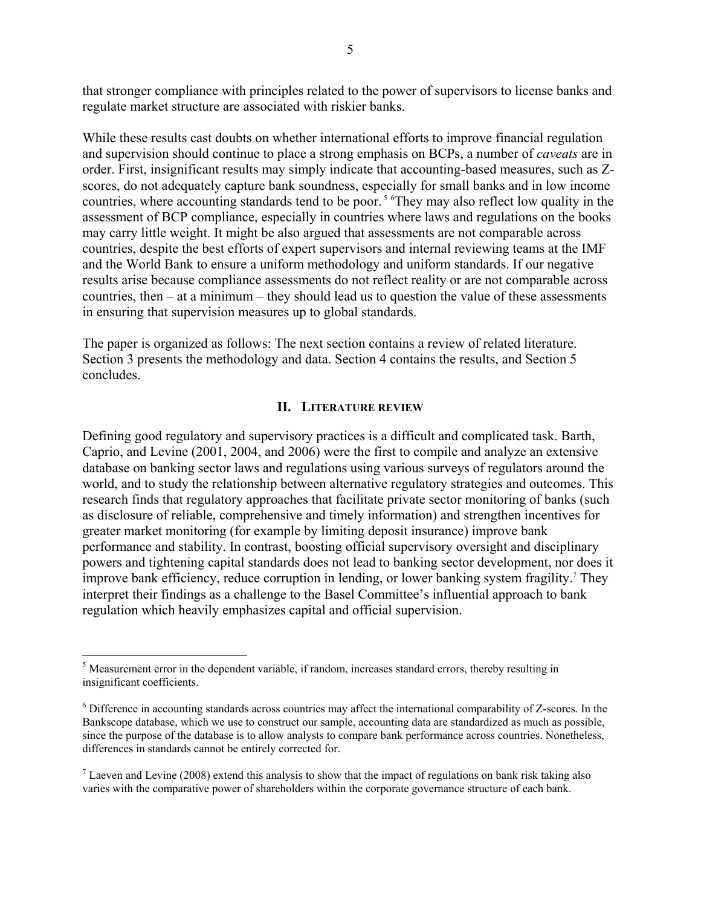that stronger compliance with principles related to the power of supervisors to license banks and regulate market structure are associated with riskier banks.

While these results cast doubts on whether international efforts to improve financial regulation and supervision should continue to place a strong emphasis on BCPs, a number of *caveats* are in order. First, insignificant results may simply indicate that accounting-based measures, such as Z-scores, do not adequately capture bank soundness, especially for small banks and in low income countries, where accounting standards tend to be poor. [5] [6]They may also reflect low quality in the assessment of BCP compliance, especially in countries where laws and regulations on the books may carry little weight. It might be also argued that assessments are not comparable across countries, despite the best efforts of expert supervisors and internal reviewing teams at the IMF and the World Bank to ensure a uniform methodology and uniform standards. If our negative results arise because compliance assessments do not reflect reality or are not comparable across countries, then – at a minimum – they should lead us to question the value of these assessments in ensuring that supervision measures up to global standards.

The paper is organized as follows: The next section contains a review of related literature. Section 3 presents the methodology and data. Section 4 contains the results, and Section 5 concludes.

## II. Literature review

Defining good regulatory and supervisory practices is a difficult and complicated task. Barth, Caprio, and Levine (2001, 2004, and 2006) were the first to compile and analyze an extensive database on banking sector laws and regulations using various surveys of regulators around the world, and to study the relationship between alternative regulatory strategies and outcomes. This research finds that regulatory approaches that facilitate private sector monitoring of banks (such as disclosure of reliable, comprehensive and timely information) and strengthen incentives for greater market monitoring (for example by limiting deposit insurance) improve bank performance and stability. In contrast, boosting official supervisory oversight and disciplinary powers and tightening capital standards does not lead to banking sector development, nor does it improve bank efficiency, reduce corruption in lending, or lower banking system fragility.[7] They interpret their findings as a challenge to the Basel Committee's influential approach to bank regulation which heavily emphasizes capital and official supervision.

---

[5] Measurement error in the dependent variable, if random, increases standard errors, thereby resulting in insignificant coefficients.

[6] Difference in accounting standards across countries may affect the international comparability of Z-scores. In the Bankscope database, which we use to construct our sample, accounting data are standardized as much as possible, since the purpose of the database is to allow analysts to compare bank performance across countries. Nonetheless, differences in standards cannot be entirely corrected for.

[7] Laeven and Levine (2008) extend this analysis to show that the impact of regulations on bank risk taking also varies with the comparative power of shareholders within the corporate governance structure of each bank.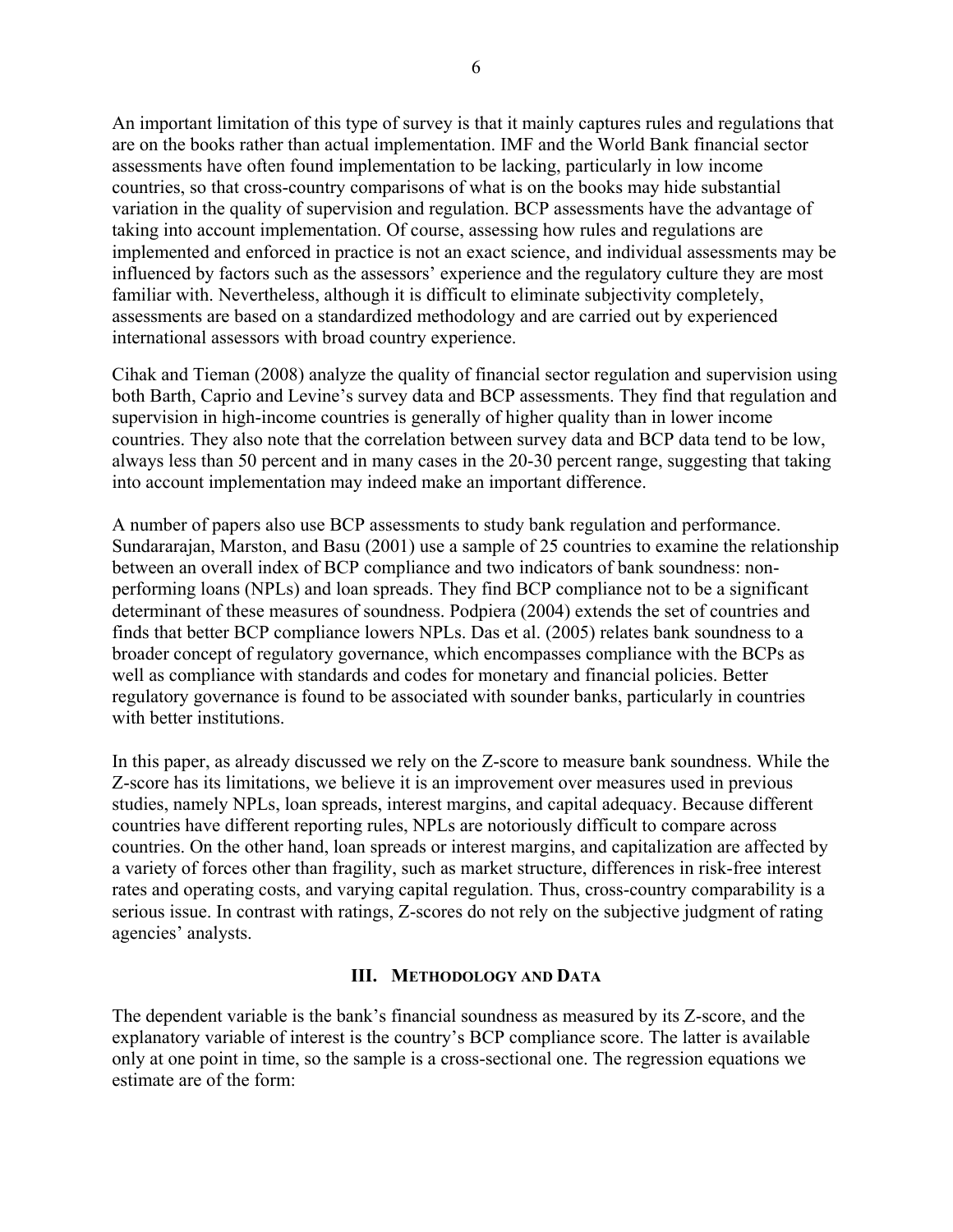An important limitation of this type of survey is that it mainly captures rules and regulations that are on the books rather than actual implementation. IMF and the World Bank financial sector assessments have often found implementation to be lacking, particularly in low income countries, so that cross-country comparisons of what is on the books may hide substantial variation in the quality of supervision and regulation. BCP assessments have the advantage of taking into account implementation. Of course, assessing how rules and regulations are implemented and enforced in practice is not an exact science, and individual assessments may be influenced by factors such as the assessors' experience and the regulatory culture they are most familiar with. Nevertheless, although it is difficult to eliminate subjectivity completely, assessments are based on a standardized methodology and are carried out by experienced international assessors with broad country experience.

Cihak and Tieman (2008) analyze the quality of financial sector regulation and supervision using both Barth, Caprio and Levine's survey data and BCP assessments. They find that regulation and supervision in high-income countries is generally of higher quality than in lower income countries. They also note that the correlation between survey data and BCP data tend to be low, always less than 50 percent and in many cases in the 20-30 percent range, suggesting that taking into account implementation may indeed make an important difference.

A number of papers also use BCP assessments to study bank regulation and performance. Sundararajan, Marston, and Basu (2001) use a sample of 25 countries to examine the relationship between an overall index of BCP compliance and two indicators of bank soundness: non-performing loans (NPLs) and loan spreads. They find BCP compliance not to be a significant determinant of these measures of soundness. Podpiera (2004) extends the set of countries and finds that better BCP compliance lowers NPLs. Das et al. (2005) relates bank soundness to a broader concept of regulatory governance, which encompasses compliance with the BCPs as well as compliance with standards and codes for monetary and financial policies. Better regulatory governance is found to be associated with sounder banks, particularly in countries with better institutions.

In this paper, as already discussed we rely on the Z-score to measure bank soundness. While the Z-score has its limitations, we believe it is an improvement over measures used in previous studies, namely NPLs, loan spreads, interest margins, and capital adequacy. Because different countries have different reporting rules, NPLs are notoriously difficult to compare across countries. On the other hand, loan spreads or interest margins, and capitalization are affected by a variety of forces other than fragility, such as market structure, differences in risk-free interest rates and operating costs, and varying capital regulation. Thus, cross-country comparability is a serious issue. In contrast with ratings, Z-scores do not rely on the subjective judgment of rating agencies' analysts.

## III. Methodology and Data

The dependent variable is the bank's financial soundness as measured by its Z-score, and the explanatory variable of interest is the country's BCP compliance score. The latter is available only at one point in time, so the sample is a cross-sectional one. The regression equations we estimate are of the form: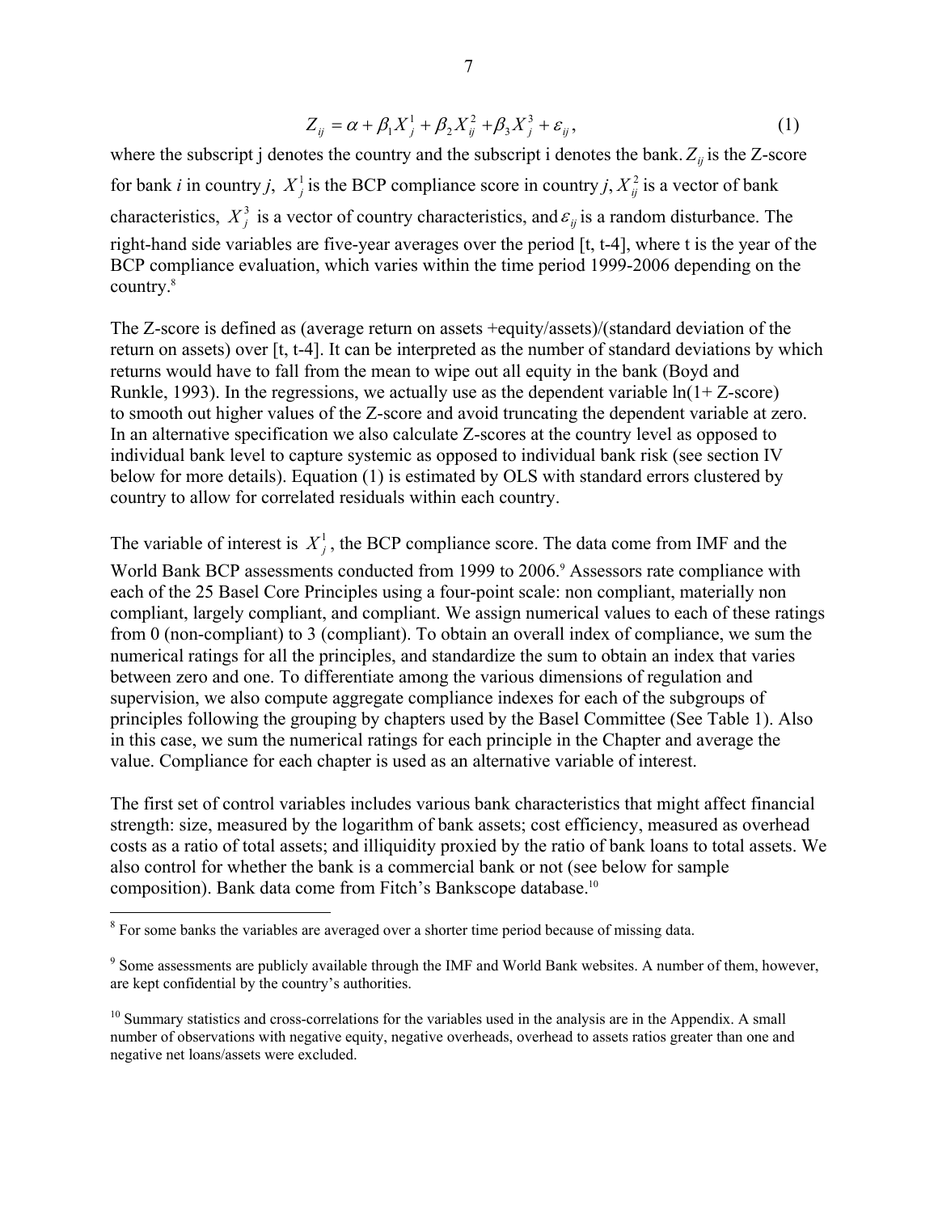$$Z_{ij} = \alpha + \beta_1 X_j^1 + \beta_2 X_{ij}^2 + \beta_3 X_j^3 + \varepsilon_{ij}, \tag{1}$$

where the subscript j denotes the country and the subscript i denotes the bank. $Z_{ij}$ is the Z-score for bank *i* in country *j*, $X_j^1$ is the BCP compliance score in country *j*, $X_{ij}^2$ is a vector of bank characteristics, $X_j^3$ is a vector of country characteristics, and $\varepsilon_{ij}$ is a random disturbance. The right-hand side variables are five-year averages over the period [t, t-4], where t is the year of the BCP compliance evaluation, which varies within the time period 1999-2006 depending on the country.[8]

The Z-score is defined as (average return on assets +equity/assets)/(standard deviation of the return on assets) over [t, t-4]. It can be interpreted as the number of standard deviations by which returns would have to fall from the mean to wipe out all equity in the bank (Boyd and Runkle, 1993). In the regressions, we actually use as the dependent variable ln(1+ Z-score) to smooth out higher values of the Z-score and avoid truncating the dependent variable at zero. In an alternative specification we also calculate Z-scores at the country level as opposed to individual bank level to capture systemic as opposed to individual bank risk (see section IV below for more details). Equation (1) is estimated by OLS with standard errors clustered by country to allow for correlated residuals within each country.

The variable of interest is $X_j^1$, the BCP compliance score. The data come from IMF and the World Bank BCP assessments conducted from 1999 to 2006.[9] Assessors rate compliance with each of the 25 Basel Core Principles using a four-point scale: non compliant, materially non compliant, largely compliant, and compliant. We assign numerical values to each of these ratings from 0 (non-compliant) to 3 (compliant). To obtain an overall index of compliance, we sum the numerical ratings for all the principles, and standardize the sum to obtain an index that varies between zero and one. To differentiate among the various dimensions of regulation and supervision, we also compute aggregate compliance indexes for each of the subgroups of principles following the grouping by chapters used by the Basel Committee (See Table 1). Also in this case, we sum the numerical ratings for each principle in the Chapter and average the value. Compliance for each chapter is used as an alternative variable of interest.

The first set of control variables includes various bank characteristics that might affect financial strength: size, measured by the logarithm of bank assets; cost efficiency, measured as overhead costs as a ratio of total assets; and illiquidity proxied by the ratio of bank loans to total assets. We also control for whether the bank is a commercial bank or not (see below for sample composition). Bank data come from Fitch's Bankscope database.[10]

---

[8] For some banks the variables are averaged over a shorter time period because of missing data.

[9] Some assessments are publicly available through the IMF and World Bank websites. A number of them, however, are kept confidential by the country's authorities.

[10] Summary statistics and cross-correlations for the variables used in the analysis are in the Appendix. A small number of observations with negative equity, negative overheads, overhead to assets ratios greater than one and negative net loans/assets were excluded.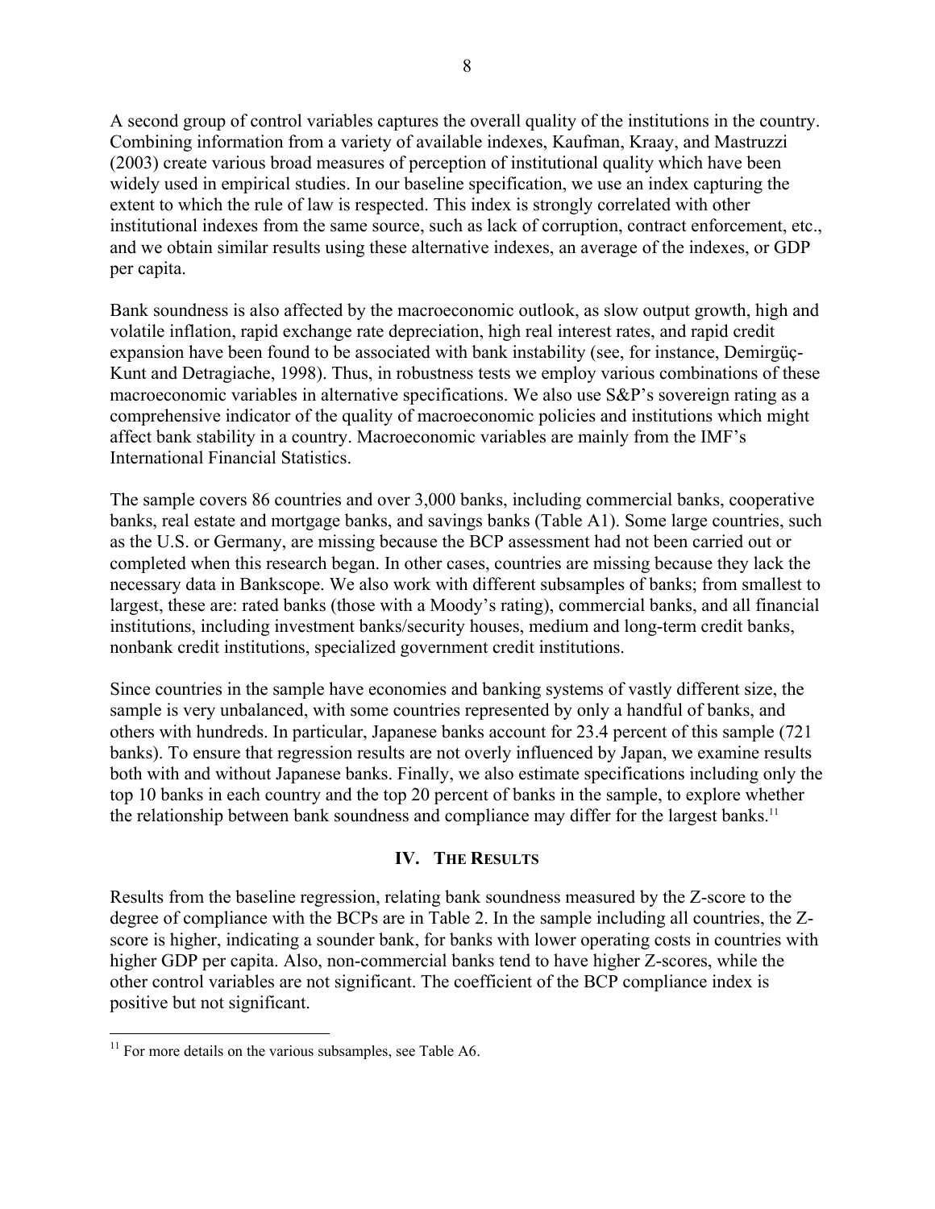A second group of control variables captures the overall quality of the institutions in the country. Combining information from a variety of available indexes, Kaufman, Kraay, and Mastruzzi (2003) create various broad measures of perception of institutional quality which have been widely used in empirical studies. In our baseline specification, we use an index capturing the extent to which the rule of law is respected. This index is strongly correlated with other institutional indexes from the same source, such as lack of corruption, contract enforcement, etc., and we obtain similar results using these alternative indexes, an average of the indexes, or GDP per capita.

Bank soundness is also affected by the macroeconomic outlook, as slow output growth, high and volatile inflation, rapid exchange rate depreciation, high real interest rates, and rapid credit expansion have been found to be associated with bank instability (see, for instance, Demirgüç-Kunt and Detragiache, 1998). Thus, in robustness tests we employ various combinations of these macroeconomic variables in alternative specifications. We also use S&P's sovereign rating as a comprehensive indicator of the quality of macroeconomic policies and institutions which might affect bank stability in a country. Macroeconomic variables are mainly from the IMF's International Financial Statistics.

The sample covers 86 countries and over 3,000 banks, including commercial banks, cooperative banks, real estate and mortgage banks, and savings banks (Table A1). Some large countries, such as the U.S. or Germany, are missing because the BCP assessment had not been carried out or completed when this research began. In other cases, countries are missing because they lack the necessary data in Bankscope. We also work with different subsamples of banks; from smallest to largest, these are: rated banks (those with a Moody's rating), commercial banks, and all financial institutions, including investment banks/security houses, medium and long-term credit banks, nonbank credit institutions, specialized government credit institutions.

Since countries in the sample have economies and banking systems of vastly different size, the sample is very unbalanced, with some countries represented by only a handful of banks, and others with hundreds. In particular, Japanese banks account for 23.4 percent of this sample (721 banks). To ensure that regression results are not overly influenced by Japan, we examine results both with and without Japanese banks. Finally, we also estimate specifications including only the top 10 banks in each country and the top 20 percent of banks in the sample, to explore whether the relationship between bank soundness and compliance may differ for the largest banks.[11]

## IV. The Results

Results from the baseline regression, relating bank soundness measured by the Z-score to the degree of compliance with the BCPs are in Table 2. In the sample including all countries, the Z-score is higher, indicating a sounder bank, for banks with lower operating costs in countries with higher GDP per capita. Also, non-commercial banks tend to have higher Z-scores, while the other control variables are not significant. The coefficient of the BCP compliance index is positive but not significant.

---

[11] For more details on the various subsamples, see Table A6.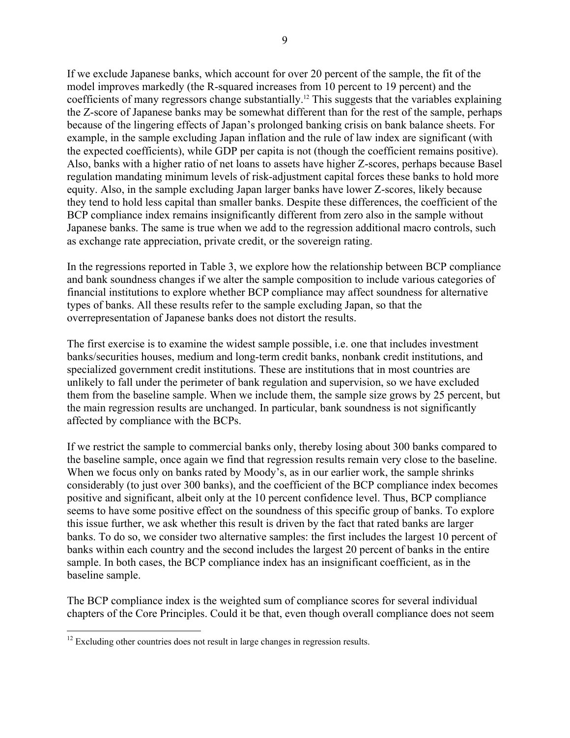If we exclude Japanese banks, which account for over 20 percent of the sample, the fit of the model improves markedly (the R-squared increases from 10 percent to 19 percent) and the coefficients of many regressors change substantially.[12] This suggests that the variables explaining the Z-score of Japanese banks may be somewhat different than for the rest of the sample, perhaps because of the lingering effects of Japan's prolonged banking crisis on bank balance sheets. For example, in the sample excluding Japan inflation and the rule of law index are significant (with the expected coefficients), while GDP per capita is not (though the coefficient remains positive). Also, banks with a higher ratio of net loans to assets have higher Z-scores, perhaps because Basel regulation mandating minimum levels of risk-adjustment capital forces these banks to hold more equity. Also, in the sample excluding Japan larger banks have lower Z-scores, likely because they tend to hold less capital than smaller banks. Despite these differences, the coefficient of the BCP compliance index remains insignificantly different from zero also in the sample without Japanese banks. The same is true when we add to the regression additional macro controls, such as exchange rate appreciation, private credit, or the sovereign rating.

In the regressions reported in Table 3, we explore how the relationship between BCP compliance and bank soundness changes if we alter the sample composition to include various categories of financial institutions to explore whether BCP compliance may affect soundness for alternative types of banks. All these results refer to the sample excluding Japan, so that the overrepresentation of Japanese banks does not distort the results.

The first exercise is to examine the widest sample possible, i.e. one that includes investment banks/securities houses, medium and long-term credit banks, nonbank credit institutions, and specialized government credit institutions. These are institutions that in most countries are unlikely to fall under the perimeter of bank regulation and supervision, so we have excluded them from the baseline sample. When we include them, the sample size grows by 25 percent, but the main regression results are unchanged. In particular, bank soundness is not significantly affected by compliance with the BCPs.

If we restrict the sample to commercial banks only, thereby losing about 300 banks compared to the baseline sample, once again we find that regression results remain very close to the baseline. When we focus only on banks rated by Moody's, as in our earlier work, the sample shrinks considerably (to just over 300 banks), and the coefficient of the BCP compliance index becomes positive and significant, albeit only at the 10 percent confidence level. Thus, BCP compliance seems to have some positive effect on the soundness of this specific group of banks. To explore this issue further, we ask whether this result is driven by the fact that rated banks are larger banks. To do so, we consider two alternative samples: the first includes the largest 10 percent of banks within each country and the second includes the largest 20 percent of banks in the entire sample. In both cases, the BCP compliance index has an insignificant coefficient, as in the baseline sample.

The BCP compliance index is the weighted sum of compliance scores for several individual chapters of the Core Principles. Could it be that, even though overall compliance does not seem

[12] Excluding other countries does not result in large changes in regression results.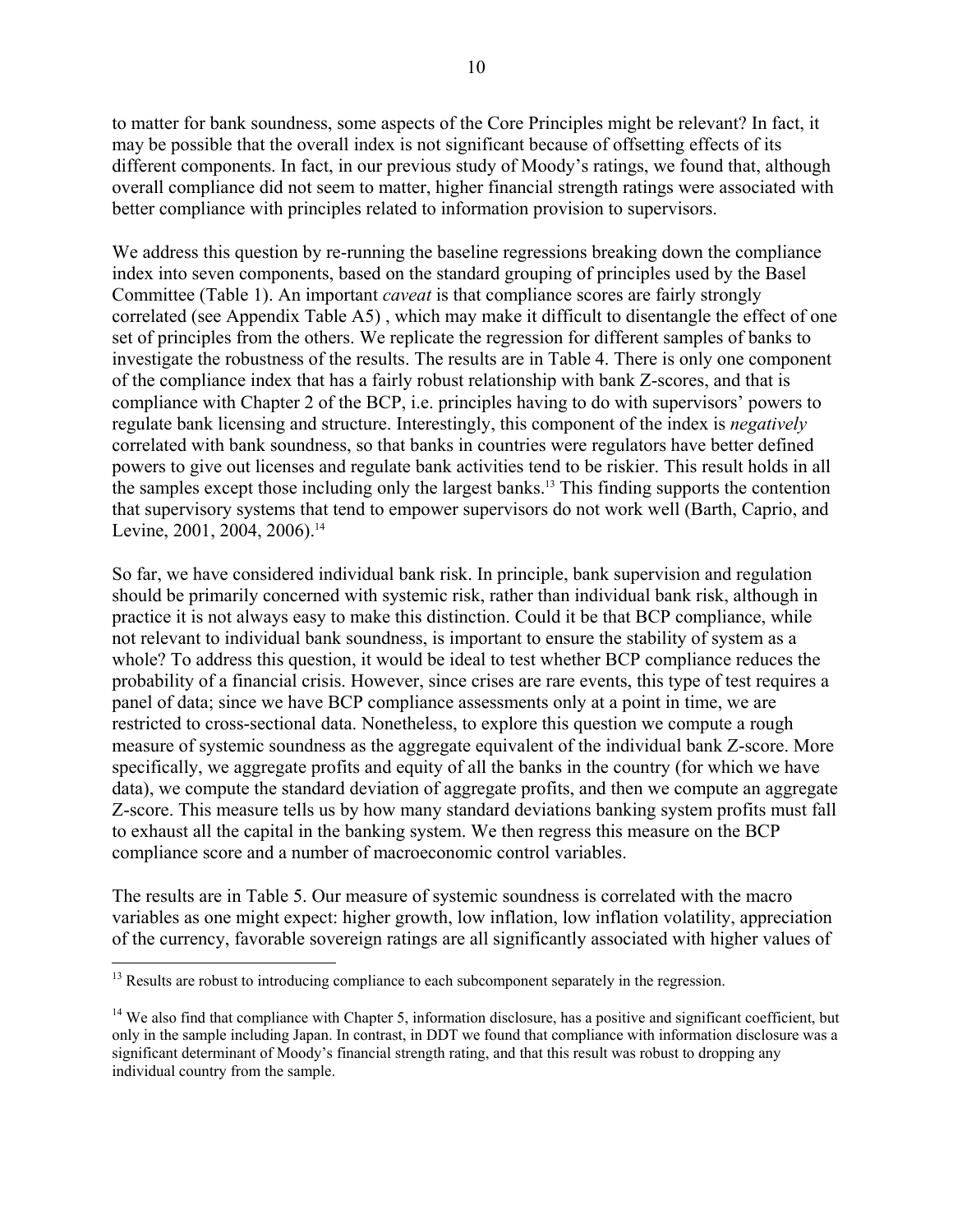to matter for bank soundness, some aspects of the Core Principles might be relevant? In fact, it may be possible that the overall index is not significant because of offsetting effects of its different components. In fact, in our previous study of Moody's ratings, we found that, although overall compliance did not seem to matter, higher financial strength ratings were associated with better compliance with principles related to information provision to supervisors.

We address this question by re-running the baseline regressions breaking down the compliance index into seven components, based on the standard grouping of principles used by the Basel Committee (Table 1). An important *caveat* is that compliance scores are fairly strongly correlated (see Appendix Table A5) , which may make it difficult to disentangle the effect of one set of principles from the others. We replicate the regression for different samples of banks to investigate the robustness of the results. The results are in Table 4. There is only one component of the compliance index that has a fairly robust relationship with bank Z-scores, and that is compliance with Chapter 2 of the BCP, i.e. principles having to do with supervisors' powers to regulate bank licensing and structure. Interestingly, this component of the index is *negatively* correlated with bank soundness, so that banks in countries were regulators have better defined powers to give out licenses and regulate bank activities tend to be riskier. This result holds in all the samples except those including only the largest banks.[13] This finding supports the contention that supervisory systems that tend to empower supervisors do not work well (Barth, Caprio, and Levine, 2001, 2004, 2006).[14]

So far, we have considered individual bank risk. In principle, bank supervision and regulation should be primarily concerned with systemic risk, rather than individual bank risk, although in practice it is not always easy to make this distinction. Could it be that BCP compliance, while not relevant to individual bank soundness, is important to ensure the stability of system as a whole? To address this question, it would be ideal to test whether BCP compliance reduces the probability of a financial crisis. However, since crises are rare events, this type of test requires a panel of data; since we have BCP compliance assessments only at a point in time, we are restricted to cross-sectional data. Nonetheless, to explore this question we compute a rough measure of systemic soundness as the aggregate equivalent of the individual bank Z-score. More specifically, we aggregate profits and equity of all the banks in the country (for which we have data), we compute the standard deviation of aggregate profits, and then we compute an aggregate Z-score. This measure tells us by how many standard deviations banking system profits must fall to exhaust all the capital in the banking system. We then regress this measure on the BCP compliance score and a number of macroeconomic control variables.

The results are in Table 5. Our measure of systemic soundness is correlated with the macro variables as one might expect: higher growth, low inflation, low inflation volatility, appreciation of the currency, favorable sovereign ratings are all significantly associated with higher values of

---

[13] Results are robust to introducing compliance to each subcomponent separately in the regression.

[14] We also find that compliance with Chapter 5, information disclosure, has a positive and significant coefficient, but only in the sample including Japan. In contrast, in DDT we found that compliance with information disclosure was a significant determinant of Moody's financial strength rating, and that this result was robust to dropping any individual country from the sample.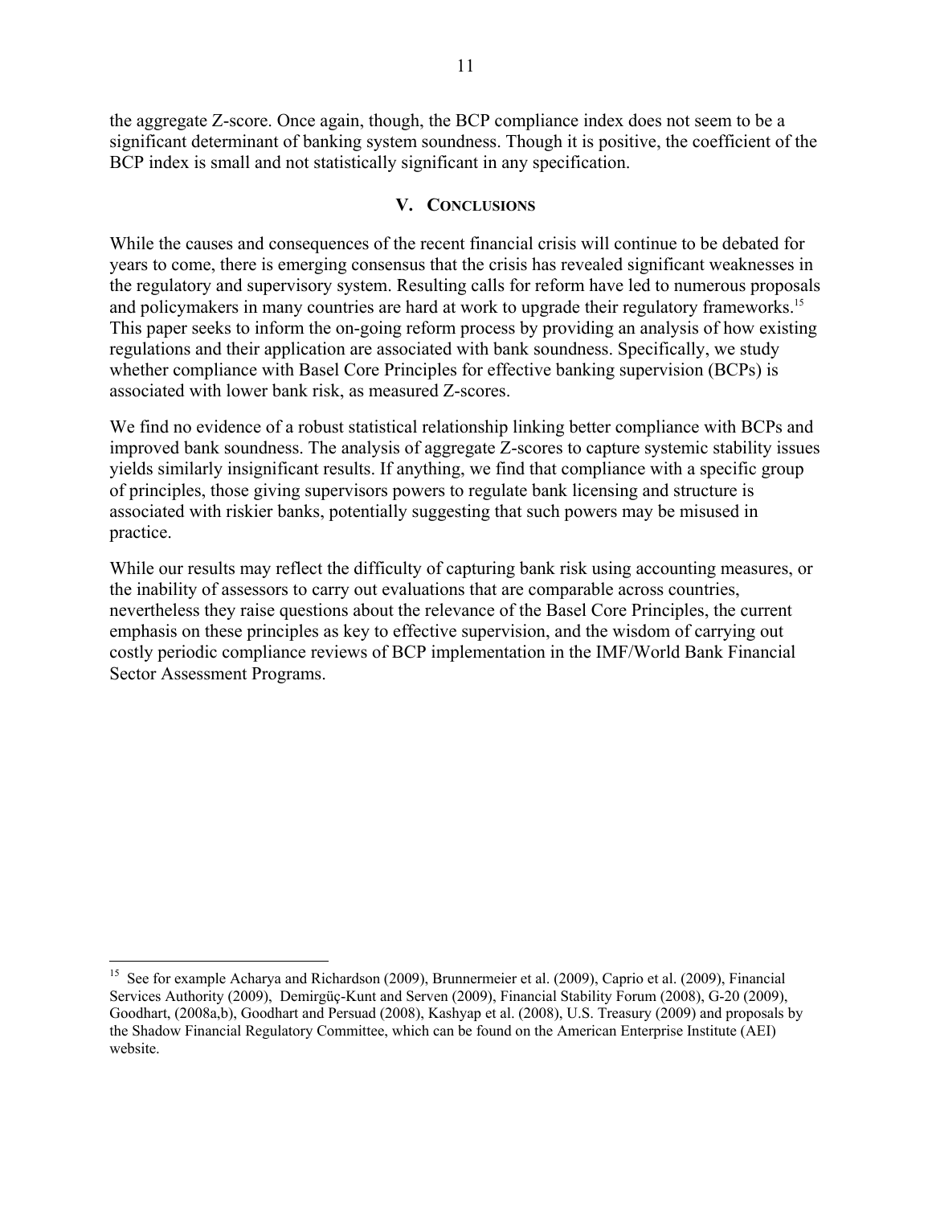the aggregate Z-score. Once again, though, the BCP compliance index does not seem to be a significant determinant of banking system soundness. Though it is positive, the coefficient of the BCP index is small and not statistically significant in any specification.

## V. Conclusions

While the causes and consequences of the recent financial crisis will continue to be debated for years to come, there is emerging consensus that the crisis has revealed significant weaknesses in the regulatory and supervisory system. Resulting calls for reform have led to numerous proposals and policymakers in many countries are hard at work to upgrade their regulatory frameworks.[15] This paper seeks to inform the on-going reform process by providing an analysis of how existing regulations and their application are associated with bank soundness. Specifically, we study whether compliance with Basel Core Principles for effective banking supervision (BCPs) is associated with lower bank risk, as measured Z-scores.

We find no evidence of a robust statistical relationship linking better compliance with BCPs and improved bank soundness. The analysis of aggregate Z-scores to capture systemic stability issues yields similarly insignificant results. If anything, we find that compliance with a specific group of principles, those giving supervisors powers to regulate bank licensing and structure is associated with riskier banks, potentially suggesting that such powers may be misused in practice.

While our results may reflect the difficulty of capturing bank risk using accounting measures, or the inability of assessors to carry out evaluations that are comparable across countries, nevertheless they raise questions about the relevance of the Basel Core Principles, the current emphasis on these principles as key to effective supervision, and the wisdom of carrying out costly periodic compliance reviews of BCP implementation in the IMF/World Bank Financial Sector Assessment Programs.

---

[15] See for example Acharya and Richardson (2009), Brunnermeier et al. (2009), Caprio et al. (2009), Financial Services Authority (2009), Demirgüç-Kunt and Serven (2009), Financial Stability Forum (2008), G-20 (2009), Goodhart, (2008a,b), Goodhart and Persuad (2008), Kashyap et al. (2008), U.S. Treasury (2009) and proposals by the Shadow Financial Regulatory Committee, which can be found on the American Enterprise Institute (AEI) website.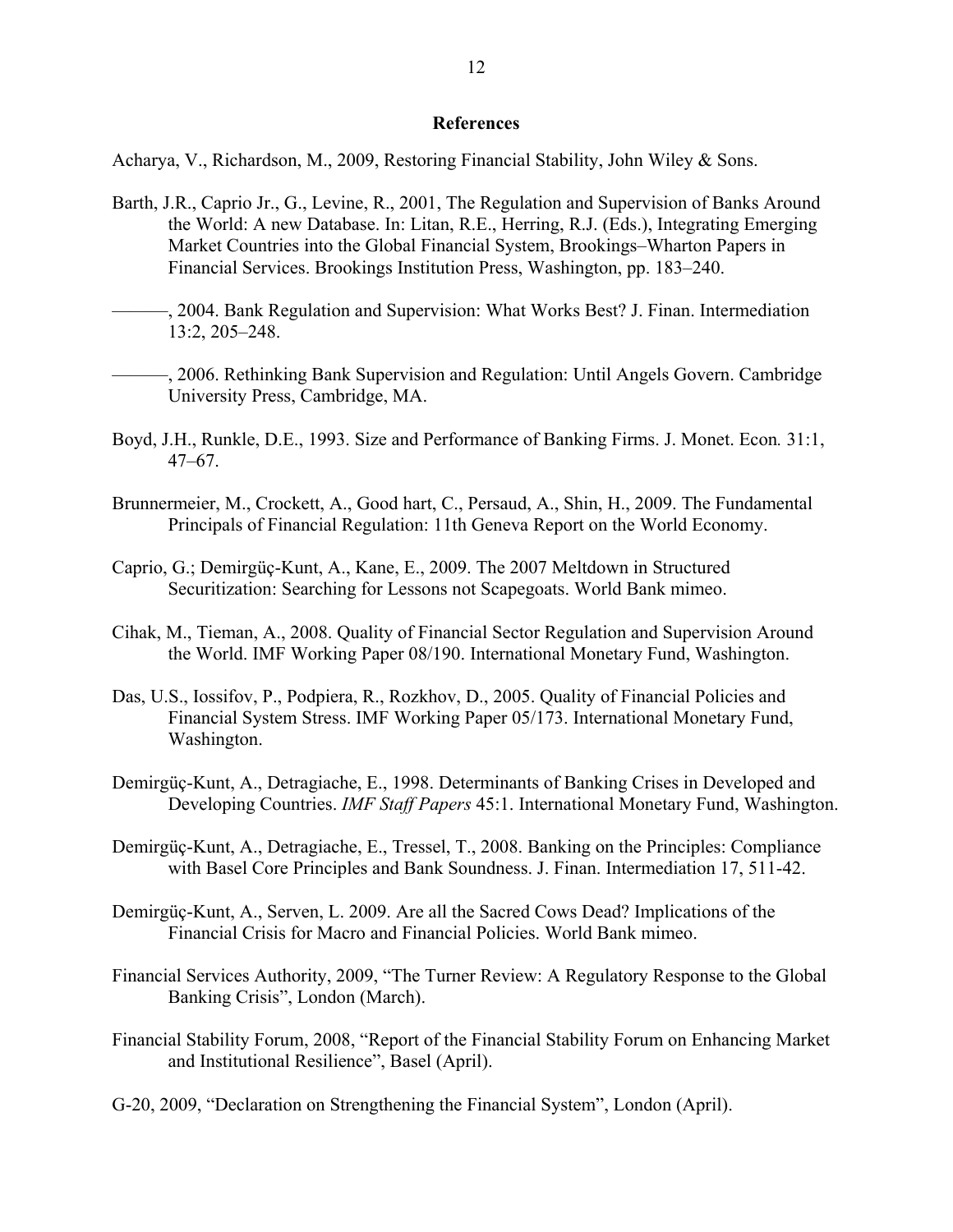## References

Acharya, V., Richardson, M., 2009, Restoring Financial Stability, John Wiley & Sons.

Barth, J.R., Caprio Jr., G., Levine, R., 2001, The Regulation and Supervision of Banks Around the World: A new Database. In: Litan, R.E., Herring, R.J. (Eds.), Integrating Emerging Market Countries into the Global Financial System, Brookings–Wharton Papers in Financial Services. Brookings Institution Press, Washington, pp. 183–240.

———, 2004. Bank Regulation and Supervision: What Works Best? J. Finan. Intermediation 13:2, 205–248.

———, 2006. Rethinking Bank Supervision and Regulation: Until Angels Govern. Cambridge University Press, Cambridge, MA.

Boyd, J.H., Runkle, D.E., 1993. Size and Performance of Banking Firms. J. Monet. Econ*.* 31:1, 47–67.

Brunnermeier, M., Crockett, A., Good hart, C., Persaud, A., Shin, H., 2009. The Fundamental Principals of Financial Regulation: 11th Geneva Report on the World Economy.

Caprio, G.; Demirgüç-Kunt, A., Kane, E., 2009. The 2007 Meltdown in Structured Securitization: Searching for Lessons not Scapegoats. World Bank mimeo.

Cihak, M., Tieman, A., 2008. Quality of Financial Sector Regulation and Supervision Around the World. IMF Working Paper 08/190. International Monetary Fund, Washington.

Das, U.S., Iossifov, P., Podpiera, R., Rozkhov, D., 2005. Quality of Financial Policies and Financial System Stress. IMF Working Paper 05/173. International Monetary Fund, Washington.

Demirgüç-Kunt, A., Detragiache, E., 1998. Determinants of Banking Crises in Developed and Developing Countries. *IMF Staff Papers* 45:1. International Monetary Fund, Washington.

Demirgüç-Kunt, A., Detragiache, E., Tressel, T., 2008. Banking on the Principles: Compliance with Basel Core Principles and Bank Soundness. J. Finan. Intermediation 17, 511-42.

Demirgüç-Kunt, A., Serven, L. 2009. Are all the Sacred Cows Dead? Implications of the Financial Crisis for Macro and Financial Policies. World Bank mimeo.

Financial Services Authority, 2009, "The Turner Review: A Regulatory Response to the Global Banking Crisis", London (March).

Financial Stability Forum, 2008, "Report of the Financial Stability Forum on Enhancing Market and Institutional Resilience", Basel (April).

G-20, 2009, "Declaration on Strengthening the Financial System", London (April).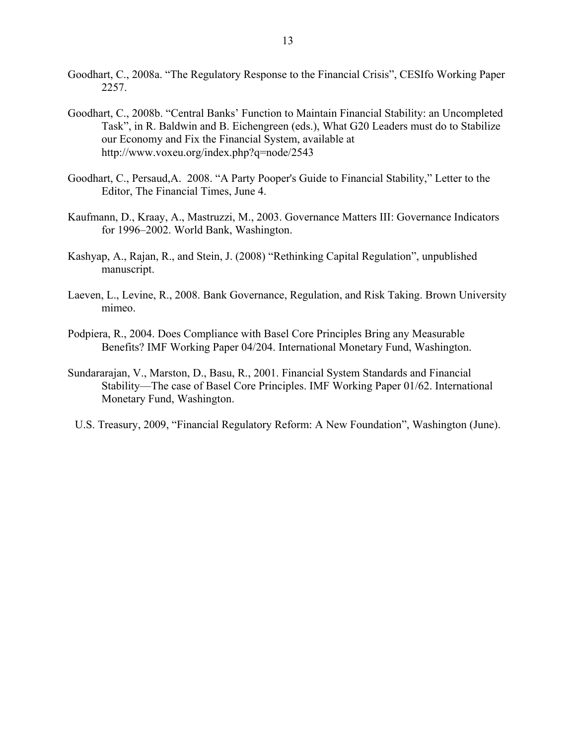Goodhart, C., 2008a. "The Regulatory Response to the Financial Crisis", CESIfo Working Paper 2257.

Goodhart, C., 2008b. "Central Banks' Function to Maintain Financial Stability: an Uncompleted Task", in R. Baldwin and B. Eichengreen (eds.), What G20 Leaders must do to Stabilize our Economy and Fix the Financial System, available at http://www.voxeu.org/index.php?q=node/2543

Goodhart, C., Persaud,A. 2008. "A Party Pooper's Guide to Financial Stability," Letter to the Editor, The Financial Times, June 4.

Kaufmann, D., Kraay, A., Mastruzzi, M., 2003. Governance Matters III: Governance Indicators for 1996–2002. World Bank, Washington.

Kashyap, A., Rajan, R., and Stein, J. (2008) "Rethinking Capital Regulation", unpublished manuscript.

Laeven, L., Levine, R., 2008. Bank Governance, Regulation, and Risk Taking. Brown University mimeo.

Podpiera, R., 2004. Does Compliance with Basel Core Principles Bring any Measurable Benefits? IMF Working Paper 04/204. International Monetary Fund, Washington.

Sundararajan, V., Marston, D., Basu, R., 2001. Financial System Standards and Financial Stability—The case of Basel Core Principles. IMF Working Paper 01/62. International Monetary Fund, Washington.

U.S. Treasury, 2009, "Financial Regulatory Reform: A New Foundation", Washington (June).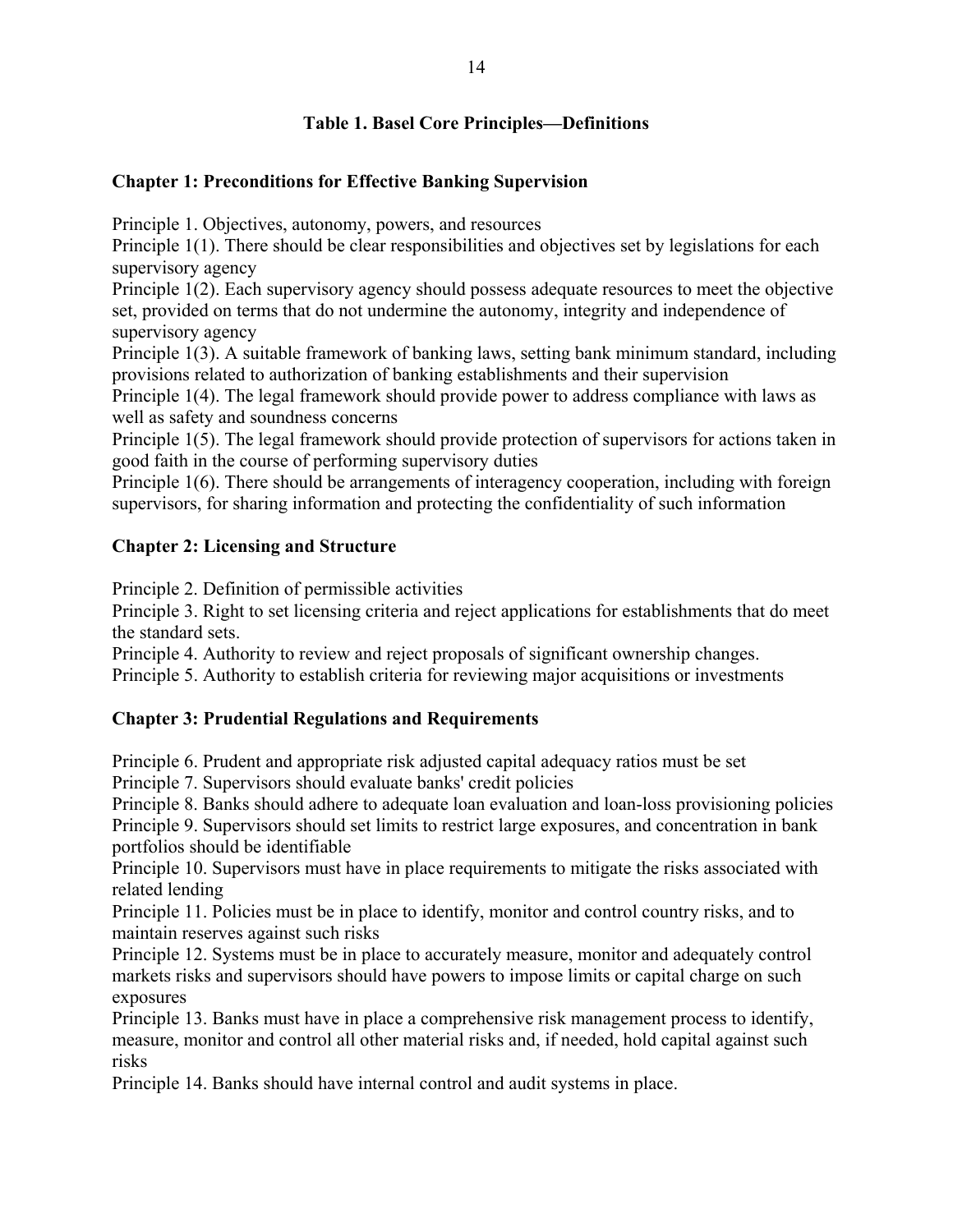### Table 1. Basel Core Principles—Definitions

**Chapter 1: Preconditions for Effective Banking Supervision**

Principle 1. Objectives, autonomy, powers, and resources

Principle 1(1). There should be clear responsibilities and objectives set by legislations for each supervisory agency

Principle 1(2). Each supervisory agency should possess adequate resources to meet the objective set, provided on terms that do not undermine the autonomy, integrity and independence of supervisory agency

Principle 1(3). A suitable framework of banking laws, setting bank minimum standard, including provisions related to authorization of banking establishments and their supervision

Principle 1(4). The legal framework should provide power to address compliance with laws as well as safety and soundness concerns

Principle 1(5). The legal framework should provide protection of supervisors for actions taken in good faith in the course of performing supervisory duties

Principle 1(6). There should be arrangements of interagency cooperation, including with foreign supervisors, for sharing information and protecting the confidentiality of such information

**Chapter 2: Licensing and Structure**

Principle 2. Definition of permissible activities

Principle 3. Right to set licensing criteria and reject applications for establishments that do meet the standard sets.

Principle 4. Authority to review and reject proposals of significant ownership changes.

Principle 5. Authority to establish criteria for reviewing major acquisitions or investments

**Chapter 3: Prudential Regulations and Requirements**

Principle 6. Prudent and appropriate risk adjusted capital adequacy ratios must be set

Principle 7. Supervisors should evaluate banks' credit policies

Principle 8. Banks should adhere to adequate loan evaluation and loan-loss provisioning policies

Principle 9. Supervisors should set limits to restrict large exposures, and concentration in bank portfolios should be identifiable

Principle 10. Supervisors must have in place requirements to mitigate the risks associated with related lending

Principle 11. Policies must be in place to identify, monitor and control country risks, and to maintain reserves against such risks

Principle 12. Systems must be in place to accurately measure, monitor and adequately control markets risks and supervisors should have powers to impose limits or capital charge on such exposures

Principle 13. Banks must have in place a comprehensive risk management process to identify, measure, monitor and control all other material risks and, if needed, hold capital against such risks

Principle 14. Banks should have internal control and audit systems in place.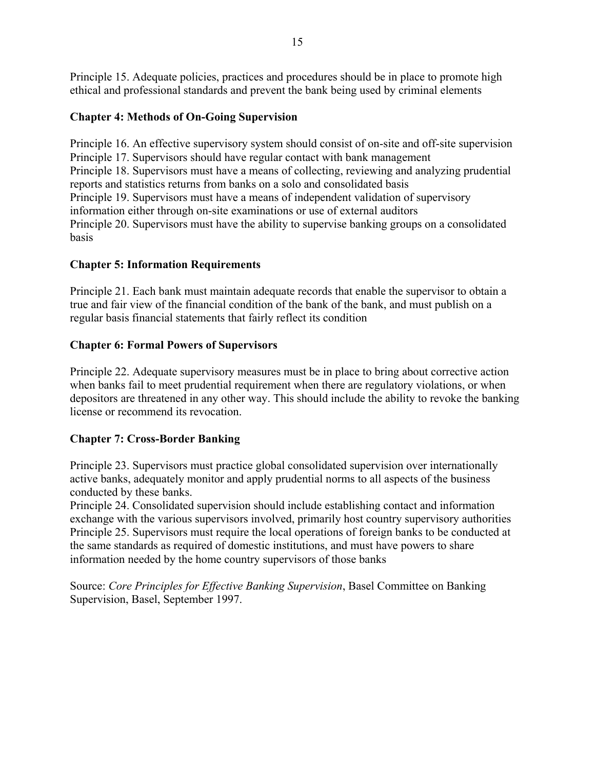Principle 15. Adequate policies, practices and procedures should be in place to promote high ethical and professional standards and prevent the bank being used by criminal elements

**Chapter 4: Methods of On-Going Supervision**

Principle 16. An effective supervisory system should consist of on-site and off-site supervision
Principle 17. Supervisors should have regular contact with bank management
Principle 18. Supervisors must have a means of collecting, reviewing and analyzing prudential reports and statistics returns from banks on a solo and consolidated basis
Principle 19. Supervisors must have a means of independent validation of supervisory information either through on-site examinations or use of external auditors
Principle 20. Supervisors must have the ability to supervise banking groups on a consolidated basis

**Chapter 5: Information Requirements**

Principle 21. Each bank must maintain adequate records that enable the supervisor to obtain a true and fair view of the financial condition of the bank of the bank, and must publish on a regular basis financial statements that fairly reflect its condition

**Chapter 6: Formal Powers of Supervisors**

Principle 22. Adequate supervisory measures must be in place to bring about corrective action when banks fail to meet prudential requirement when there are regulatory violations, or when depositors are threatened in any other way. This should include the ability to revoke the banking license or recommend its revocation.

**Chapter 7: Cross-Border Banking**

Principle 23. Supervisors must practice global consolidated supervision over internationally active banks, adequately monitor and apply prudential norms to all aspects of the business conducted by these banks.
Principle 24. Consolidated supervision should include establishing contact and information exchange with the various supervisors involved, primarily host country supervisory authorities
Principle 25. Supervisors must require the local operations of foreign banks to be conducted at the same standards as required of domestic institutions, and must have powers to share information needed by the home country supervisors of those banks

Source: *Core Principles for Effective Banking Supervision*, Basel Committee on Banking Supervision, Basel, September 1997.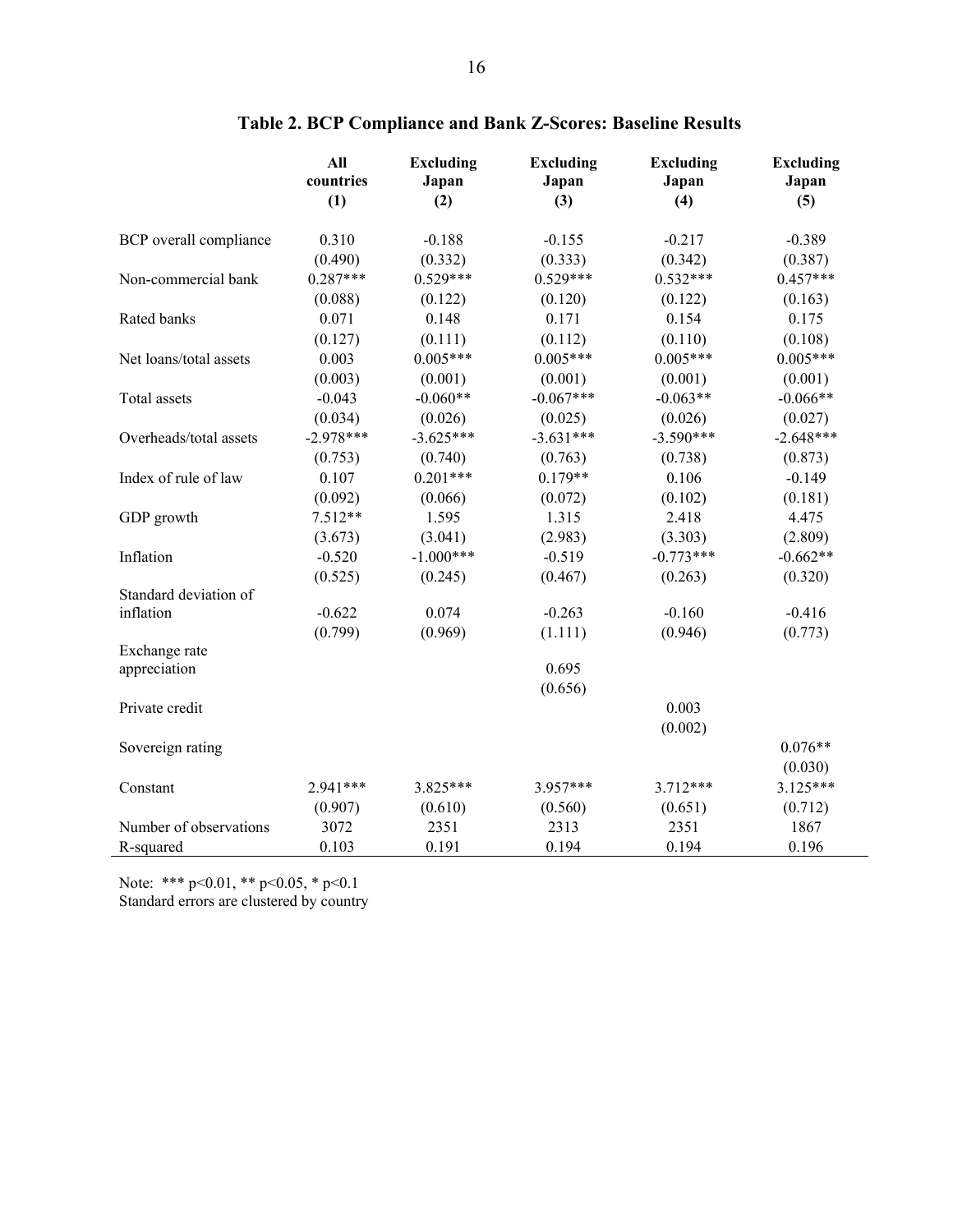**Table 2. BCP Compliance and Bank Z-Scores: Baseline Results**

| | All countries (1) | Excluding Japan (2) | Excluding Japan (3) | Excluding Japan (4) | Excluding Japan (5) |
|---|---|---|---|---|---|
| BCP overall compliance | 0.310 | -0.188 | -0.155 | -0.217 | -0.389 |
| | (0.490) | (0.332) | (0.333) | (0.342) | (0.387) |
| Non-commercial bank | 0.287*** | 0.529*** | 0.529*** | 0.532*** | 0.457*** |
| | (0.088) | (0.122) | (0.120) | (0.122) | (0.163) |
| Rated banks | 0.071 | 0.148 | 0.171 | 0.154 | 0.175 |
| | (0.127) | (0.111) | (0.112) | (0.110) | (0.108) |
| Net loans/total assets | 0.003 | 0.005*** | 0.005*** | 0.005*** | 0.005*** |
| | (0.003) | (0.001) | (0.001) | (0.001) | (0.001) |
| Total assets | -0.043 | -0.060** | -0.067*** | -0.063** | -0.066** |
| | (0.034) | (0.026) | (0.025) | (0.026) | (0.027) |
| Overheads/total assets | -2.978*** | -3.625*** | -3.631*** | -3.590*** | -2.648*** |
| | (0.753) | (0.740) | (0.763) | (0.738) | (0.873) |
| Index of rule of law | 0.107 | 0.201*** | 0.179** | 0.106 | -0.149 |
| | (0.092) | (0.066) | (0.072) | (0.102) | (0.181) |
| GDP growth | 7.512** | 1.595 | 1.315 | 2.418 | 4.475 |
| | (3.673) | (3.041) | (2.983) | (3.303) | (2.809) |
| Inflation | -0.520 | -1.000*** | -0.519 | -0.773*** | -0.662** |
| | (0.525) | (0.245) | (0.467) | (0.263) | (0.320) |
| Standard deviation of inflation | -0.622 | 0.074 | -0.263 | -0.160 | -0.416 |
| | (0.799) | (0.969) | (1.111) | (0.946) | (0.773) |
| Exchange rate appreciation | | | 0.695 | | |
| | | | (0.656) | | |
| Private credit | | | | 0.003 | |
| | | | | (0.002) | |
| Sovereign rating | | | | | 0.076** |
| | | | | | (0.030) |
| Constant | 2.941*** | 3.825*** | 3.957*** | 3.712*** | 3.125*** |
| | (0.907) | (0.610) | (0.560) | (0.651) | (0.712) |
| Number of observations | 3072 | 2351 | 2313 | 2351 | 1867 |
| R-squared | 0.103 | 0.191 | 0.194 | 0.194 | 0.196 |

Note: *** p<0.01, ** p<0.05, * p<0.1
Standard errors are clustered by country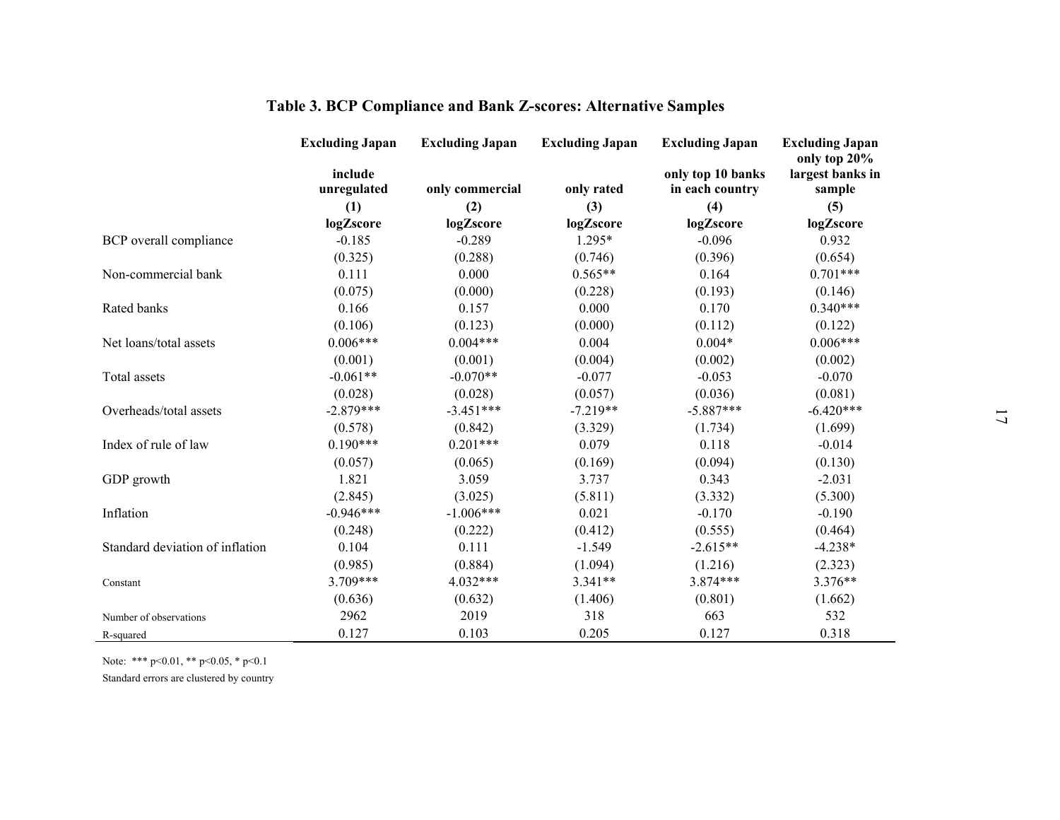## Table 3. BCP Compliance and Bank Z-scores: Alternative Samples

| | Excluding Japan include unregulated | Excluding Japan only commercial | Excluding Japan only rated | Excluding Japan only top 10 banks in each country | Excluding Japan only top 20% largest banks in sample |
|---|---|---|---|---|---|
| | (1) | (2) | (3) | (4) | (5) |
| | logZscore | logZscore | logZscore | logZscore | logZscore |
| BCP overall compliance | -0.185 | -0.289 | 1.295* | -0.096 | 0.932 |
| | (0.325) | (0.288) | (0.746) | (0.396) | (0.654) |
| Non-commercial bank | 0.111 | 0.000 | 0.565** | 0.164 | 0.701*** |
| | (0.075) | (0.000) | (0.228) | (0.193) | (0.146) |
| Rated banks | 0.166 | 0.157 | 0.000 | 0.170 | 0.340*** |
| | (0.106) | (0.123) | (0.000) | (0.112) | (0.122) |
| Net loans/total assets | 0.006*** | 0.004*** | 0.004 | 0.004* | 0.006*** |
| | (0.001) | (0.001) | (0.004) | (0.002) | (0.002) |
| Total assets | -0.061** | -0.070** | -0.077 | -0.053 | -0.070 |
| | (0.028) | (0.028) | (0.057) | (0.036) | (0.081) |
| Overheads/total assets | -2.879*** | -3.451*** | -7.219** | -5.887*** | -6.420*** |
| | (0.578) | (0.842) | (3.329) | (1.734) | (1.699) |
| Index of rule of law | 0.190*** | 0.201*** | 0.079 | 0.118 | -0.014 |
| | (0.057) | (0.065) | (0.169) | (0.094) | (0.130) |
| GDP growth | 1.821 | 3.059 | 3.737 | 0.343 | -2.031 |
| | (2.845) | (3.025) | (5.811) | (3.332) | (5.300) |
| Inflation | -0.946*** | -1.006*** | 0.021 | -0.170 | -0.190 |
| | (0.248) | (0.222) | (0.412) | (0.555) | (0.464) |
| Standard deviation of inflation | 0.104 | 0.111 | -1.549 | -2.615** | -4.238* |
| | (0.985) | (0.884) | (1.094) | (1.216) | (2.323) |
| Constant | 3.709*** | 4.032*** | 3.341** | 3.874*** | 3.376** |
| | (0.636) | (0.632) | (1.406) | (0.801) | (1.662) |
| Number of observations | 2962 | 2019 | 318 | 663 | 532 |
| R-squared | 0.127 | 0.103 | 0.205 | 0.127 | 0.318 |

Note: *** p<0.01, ** p<0.05, * p<0.1

Standard errors are clustered by country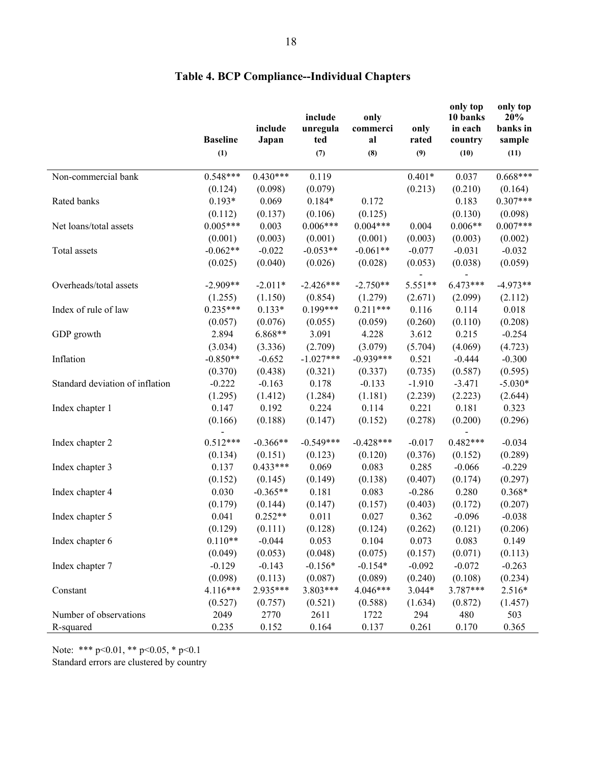# Table 4. BCP Compliance--Individual Chapters

| | Baseline | include Japan | include unregulated | only commercial | only rated | only top 10 banks in each country | only top 20% banks in sample |
|---|---|---|---|---|---|---|---|
| | (1) | | (7) | (8) | (9) | (10) | (11) |
| Non-commercial bank | 0.548*** | 0.430*** | 0.119 | | 0.401* | 0.037 | 0.668*** |
| | (0.124) | (0.098) | (0.079) | | (0.213) | (0.210) | (0.164) |
| Rated banks | 0.193* | 0.069 | 0.184* | 0.172 | | 0.183 | 0.307*** |
| | (0.112) | (0.137) | (0.106) | (0.125) | | (0.130) | (0.098) |
| Net loans/total assets | 0.005*** | 0.003 | 0.006*** | 0.004*** | 0.004 | 0.006** | 0.007*** |
| | (0.001) | (0.003) | (0.001) | (0.001) | (0.003) | (0.003) | (0.002) |
| Total assets | -0.062** | -0.022 | -0.053** | -0.061** | -0.077 | -0.031 | -0.032 |
| | (0.025) | (0.040) | (0.026) | (0.028) | (0.053) | (0.038) | (0.059) |
| Overheads/total assets | -2.909** | -2.011* | -2.426*** | -2.750** | -5.551** | -6.473*** | -4.973** |
| | (1.255) | (1.150) | (0.854) | (1.279) | (2.671) | (2.099) | (2.112) |
| Index of rule of law | 0.235*** | 0.133* | 0.199*** | 0.211*** | 0.116 | 0.114 | 0.018 |
| | (0.057) | (0.076) | (0.055) | (0.059) | (0.260) | (0.110) | (0.208) |
| GDP growth | 2.894 | 6.868** | 3.091 | 4.228 | 3.612 | 0.215 | -0.254 |
| | (3.034) | (3.336) | (2.709) | (3.079) | (5.704) | (4.069) | (4.723) |
| Inflation | -0.850** | -0.652 | -1.027*** | -0.939*** | 0.521 | -0.444 | -0.300 |
| | (0.370) | (0.438) | (0.321) | (0.337) | (0.735) | (0.587) | (0.595) |
| Standard deviation of inflation | -0.222 | -0.163 | 0.178 | -0.133 | -1.910 | -3.471 | -5.030* |
| | (1.295) | (1.412) | (1.284) | (1.181) | (2.239) | (2.223) | (2.644) |
| Index chapter 1 | 0.147 | 0.192 | 0.224 | 0.114 | 0.221 | 0.181 | 0.323 |
| | (0.166) | (0.188) | (0.147) | (0.152) | (0.278) | (0.200) | (0.296) |
| Index chapter 2 | -0.512*** | -0.366** | -0.549*** | -0.428*** | -0.017 | -0.482*** | -0.034 |
| | (0.134) | (0.151) | (0.123) | (0.120) | (0.376) | (0.152) | (0.289) |
| Index chapter 3 | 0.137 | 0.433*** | 0.069 | 0.083 | 0.285 | -0.066 | -0.229 |
| | (0.152) | (0.145) | (0.149) | (0.138) | (0.407) | (0.174) | (0.297) |
| Index chapter 4 | 0.030 | -0.365** | 0.181 | 0.083 | -0.286 | 0.280 | 0.368* |
| | (0.179) | (0.144) | (0.147) | (0.157) | (0.403) | (0.172) | (0.207) |
| Index chapter 5 | 0.041 | 0.252** | 0.011 | 0.027 | 0.362 | -0.096 | -0.038 |
| | (0.129) | (0.111) | (0.128) | (0.124) | (0.262) | (0.121) | (0.206) |
| Index chapter 6 | 0.110** | -0.044 | 0.053 | 0.104 | 0.073 | 0.083 | 0.149 |
| | (0.049) | (0.053) | (0.048) | (0.075) | (0.157) | (0.071) | (0.113) |
| Index chapter 7 | -0.129 | -0.143 | -0.156* | -0.154* | -0.092 | -0.072 | -0.263 |
| | (0.098) | (0.113) | (0.087) | (0.089) | (0.240) | (0.108) | (0.234) |
| Constant | 4.116*** | 2.935*** | 3.803*** | 4.046*** | 3.044* | 3.787*** | 2.516* |
| | (0.527) | (0.757) | (0.521) | (0.588) | (1.634) | (0.872) | (1.457) |
| Number of observations | 2049 | 2770 | 2611 | 1722 | 294 | 480 | 503 |
| R-squared | 0.235 | 0.152 | 0.164 | 0.137 | 0.261 | 0.170 | 0.365 |

Note: *** p<0.01, ** p<0.05, * p<0.1

Standard errors are clustered by country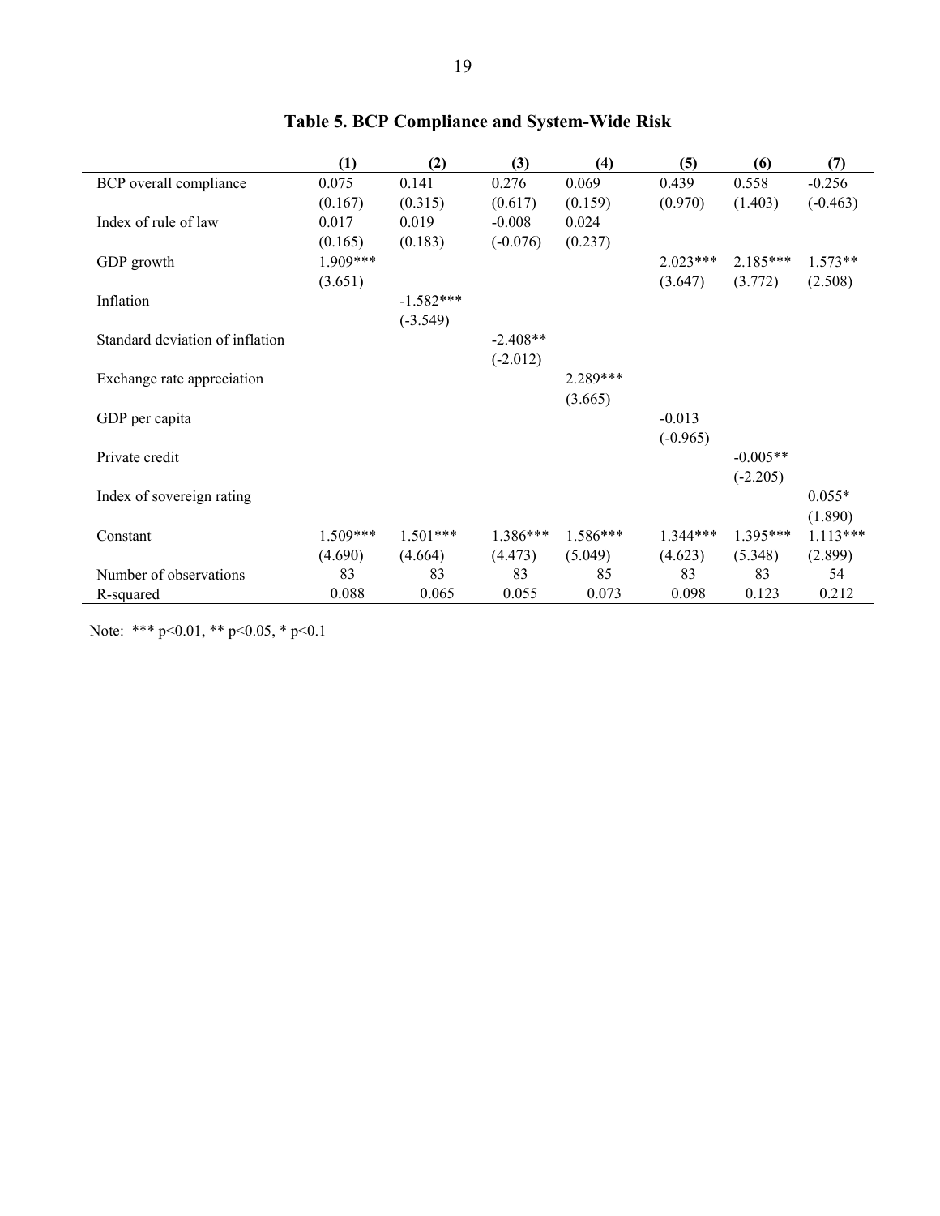# Table 5. BCP Compliance and System-Wide Risk

| | (1) | (2) | (3) | (4) | (5) | (6) | (7) |
|---|---|---|---|---|---|---|---|
| BCP overall compliance | 0.075 | 0.141 | 0.276 | 0.069 | 0.439 | 0.558 | -0.256 |
| | (0.167) | (0.315) | (0.617) | (0.159) | (0.970) | (1.403) | (-0.463) |
| Index of rule of law | 0.017 | 0.019 | -0.008 | 0.024 | | | |
| | (0.165) | (0.183) | (-0.076) | (0.237) | | | |
| GDP growth | 1.909*** | | | | 2.023*** | 2.185*** | 1.573** |
| | (3.651) | | | | (3.647) | (3.772) | (2.508) |
| Inflation | | -1.582*** | | | | | |
| | | (-3.549) | | | | | |
| Standard deviation of inflation | | | -2.408** | | | | |
| | | | (-2.012) | | | | |
| Exchange rate appreciation | | | | 2.289*** | | | |
| | | | | (3.665) | | | |
| GDP per capita | | | | | -0.013 | | |
| | | | | | (-0.965) | | |
| Private credit | | | | | | -0.005** | |
| | | | | | | (-2.205) | |
| Index of sovereign rating | | | | | | | 0.055* |
| | | | | | | | (1.890) |
| Constant | 1.509*** | 1.501*** | 1.386*** | 1.586*** | 1.344*** | 1.395*** | 1.113*** |
| | (4.690) | (4.664) | (4.473) | (5.049) | (4.623) | (5.348) | (2.899) |
| Number of observations | 83 | 83 | 83 | 85 | 83 | 83 | 54 |
| R-squared | 0.088 | 0.065 | 0.055 | 0.073 | 0.098 | 0.123 | 0.212 |

Note: *** p<0.01, ** p<0.05, * p<0.1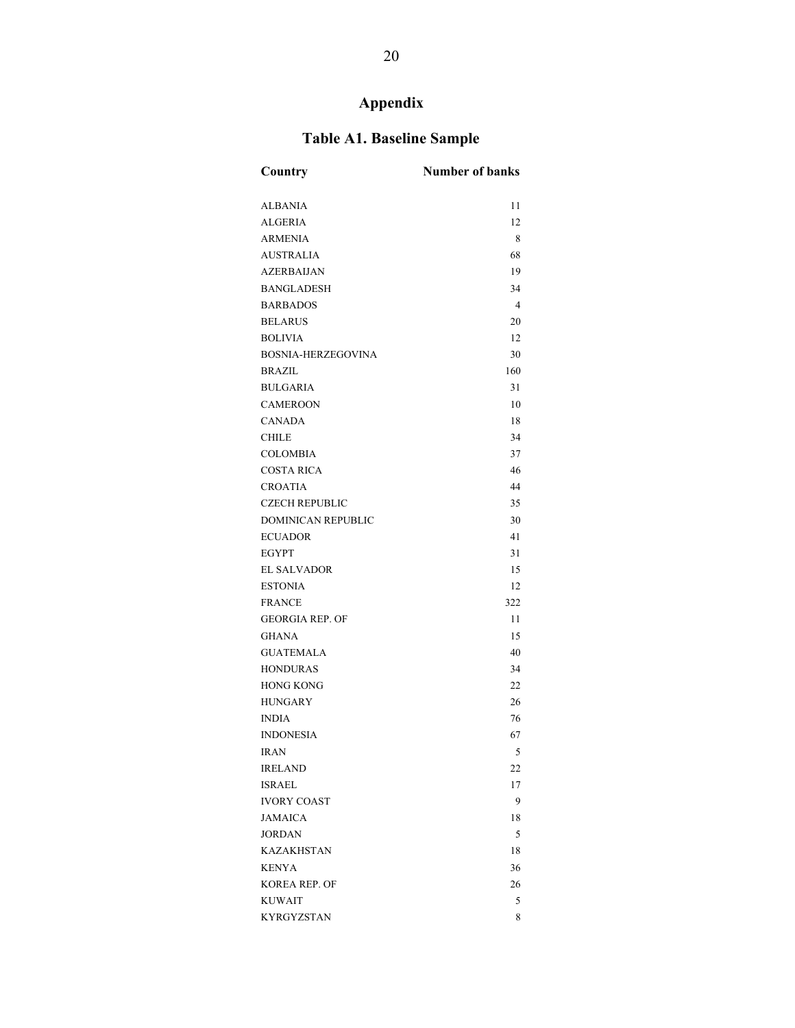# Appendix

## Table A1. Baseline Sample

| Country | Number of banks |
|---|---|
| ALBANIA | 11 |
| ALGERIA | 12 |
| ARMENIA | 8 |
| AUSTRALIA | 68 |
| AZERBAIJAN | 19 |
| BANGLADESH | 34 |
| BARBADOS | 4 |
| BELARUS | 20 |
| BOLIVIA | 12 |
| BOSNIA-HERZEGOVINA | 30 |
| BRAZIL | 160 |
| BULGARIA | 31 |
| CAMEROON | 10 |
| CANADA | 18 |
| CHILE | 34 |
| COLOMBIA | 37 |
| COSTA RICA | 46 |
| CROATIA | 44 |
| CZECH REPUBLIC | 35 |
| DOMINICAN REPUBLIC | 30 |
| ECUADOR | 41 |
| EGYPT | 31 |
| EL SALVADOR | 15 |
| ESTONIA | 12 |
| FRANCE | 322 |
| GEORGIA REP. OF | 11 |
| GHANA | 15 |
| GUATEMALA | 40 |
| HONDURAS | 34 |
| HONG KONG | 22 |
| HUNGARY | 26 |
| INDIA | 76 |
| INDONESIA | 67 |
| IRAN | 5 |
| IRELAND | 22 |
| ISRAEL | 17 |
| IVORY COAST | 9 |
| JAMAICA | 18 |
| JORDAN | 5 |
| KAZAKHSTAN | 18 |
| KENYA | 36 |
| KOREA REP. OF | 26 |
| KUWAIT | 5 |
| KYRGYZSTAN | 8 |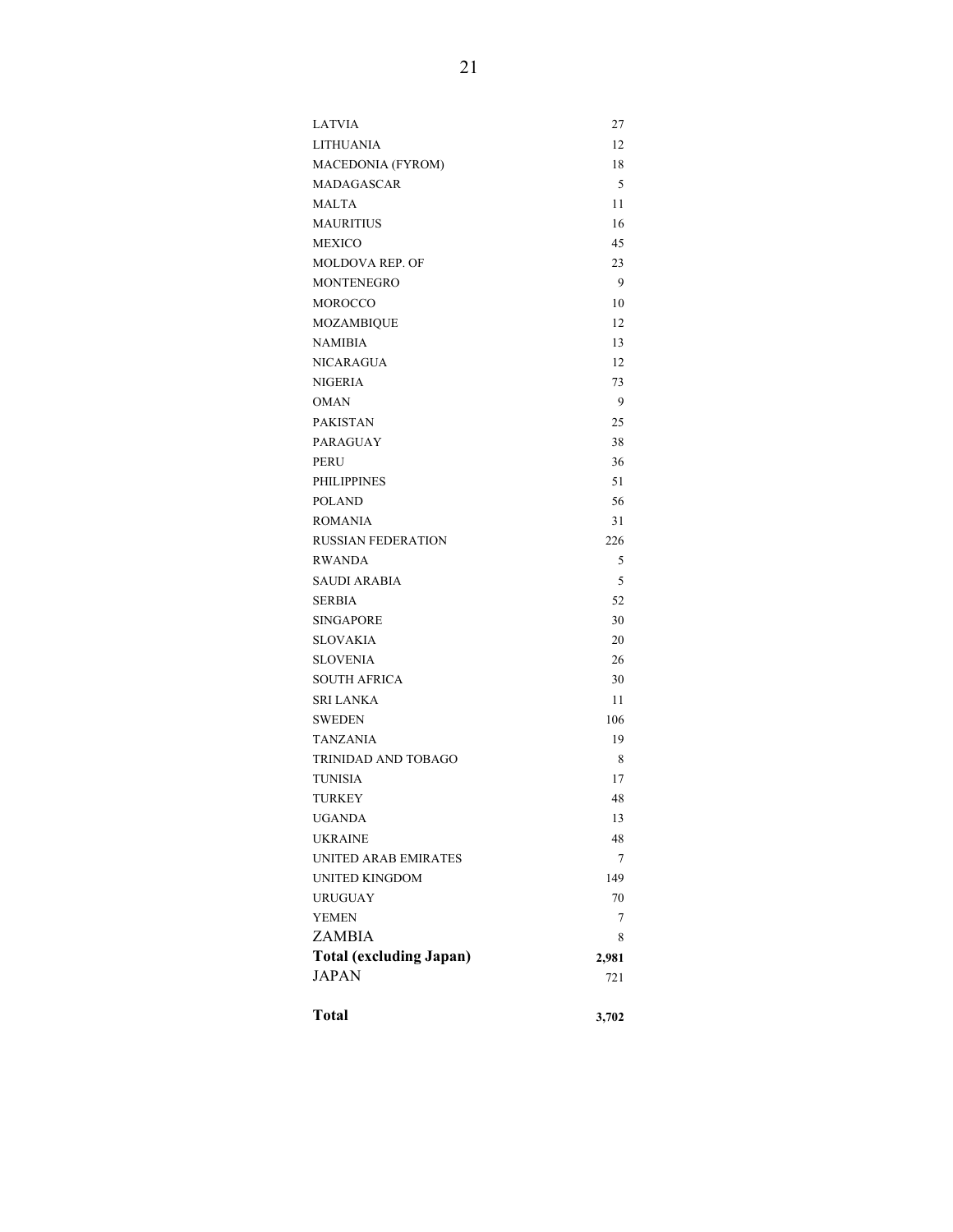| | |
|---|---|
| LATVIA | 27 |
| LITHUANIA | 12 |
| MACEDONIA (FYROM) | 18 |
| MADAGASCAR | 5 |
| MALTA | 11 |
| MAURITIUS | 16 |
| MEXICO | 45 |
| MOLDOVA REP. OF | 23 |
| MONTENEGRO | 9 |
| MOROCCO | 10 |
| MOZAMBIQUE | 12 |
| NAMIBIA | 13 |
| NICARAGUA | 12 |
| NIGERIA | 73 |
| OMAN | 9 |
| PAKISTAN | 25 |
| PARAGUAY | 38 |
| PERU | 36 |
| PHILIPPINES | 51 |
| POLAND | 56 |
| ROMANIA | 31 |
| RUSSIAN FEDERATION | 226 |
| RWANDA | 5 |
| SAUDI ARABIA | 5 |
| SERBIA | 52 |
| SINGAPORE | 30 |
| SLOVAKIA | 20 |
| SLOVENIA | 26 |
| SOUTH AFRICA | 30 |
| SRI LANKA | 11 |
| SWEDEN | 106 |
| TANZANIA | 19 |
| TRINIDAD AND TOBAGO | 8 |
| TUNISIA | 17 |
| TURKEY | 48 |
| UGANDA | 13 |
| UKRAINE | 48 |
| UNITED ARAB EMIRATES | 7 |
| UNITED KINGDOM | 149 |
| URUGUAY | 70 |
| YEMEN | 7 |
| ZAMBIA | 8 |
| **Total (excluding Japan)** | **2,981** |
| JAPAN | 721 |
| **Total** | **3,702** |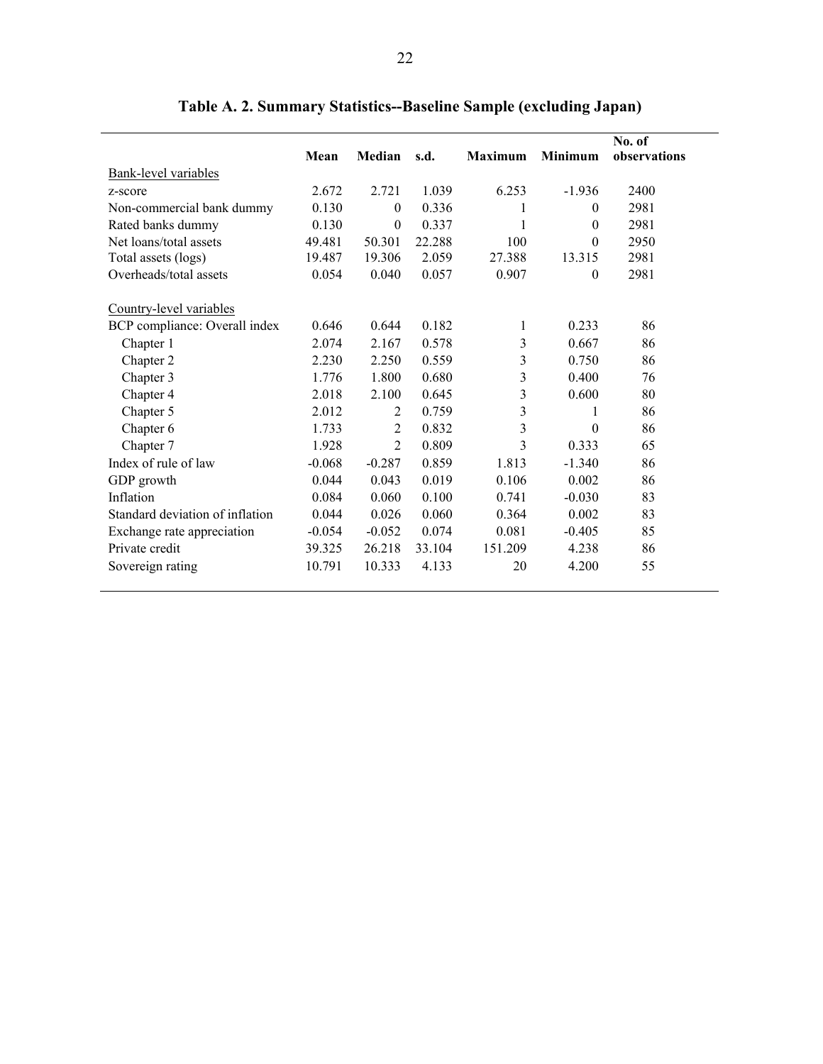# Table A. 2. Summary Statistics--Baseline Sample (excluding Japan)

| | Mean | Median | s.d. | Maximum | Minimum | No. of observations |
|---|---|---|---|---|---|---|
| Bank-level variables | | | | | | |
| z-score | 2.672 | 2.721 | 1.039 | 6.253 | -1.936 | 2400 |
| Non-commercial bank dummy | 0.130 | 0 | 0.336 | 1 | 0 | 2981 |
| Rated banks dummy | 0.130 | 0 | 0.337 | 1 | 0 | 2981 |
| Net loans/total assets | 49.481 | 50.301 | 22.288 | 100 | 0 | 2950 |
| Total assets (logs) | 19.487 | 19.306 | 2.059 | 27.388 | 13.315 | 2981 |
| Overheads/total assets | 0.054 | 0.040 | 0.057 | 0.907 | 0 | 2981 |
| Country-level variables | | | | | | |
| BCP compliance: Overall index | 0.646 | 0.644 | 0.182 | 1 | 0.233 | 86 |
| Chapter 1 | 2.074 | 2.167 | 0.578 | 3 | 0.667 | 86 |
| Chapter 2 | 2.230 | 2.250 | 0.559 | 3 | 0.750 | 86 |
| Chapter 3 | 1.776 | 1.800 | 0.680 | 3 | 0.400 | 76 |
| Chapter 4 | 2.018 | 2.100 | 0.645 | 3 | 0.600 | 80 |
| Chapter 5 | 2.012 | 2 | 0.759 | 3 | 1 | 86 |
| Chapter 6 | 1.733 | 2 | 0.832 | 3 | 0 | 86 |
| Chapter 7 | 1.928 | 2 | 0.809 | 3 | 0.333 | 65 |
| Index of rule of law | -0.068 | -0.287 | 0.859 | 1.813 | -1.340 | 86 |
| GDP growth | 0.044 | 0.043 | 0.019 | 0.106 | 0.002 | 86 |
| Inflation | 0.084 | 0.060 | 0.100 | 0.741 | -0.030 | 83 |
| Standard deviation of inflation | 0.044 | 0.026 | 0.060 | 0.364 | 0.002 | 83 |
| Exchange rate appreciation | -0.054 | -0.052 | 0.074 | 0.081 | -0.405 | 85 |
| Private credit | 39.325 | 26.218 | 33.104 | 151.209 | 4.238 | 86 |
| Sovereign rating | 10.791 | 10.333 | 4.133 | 20 | 4.200 | 55 |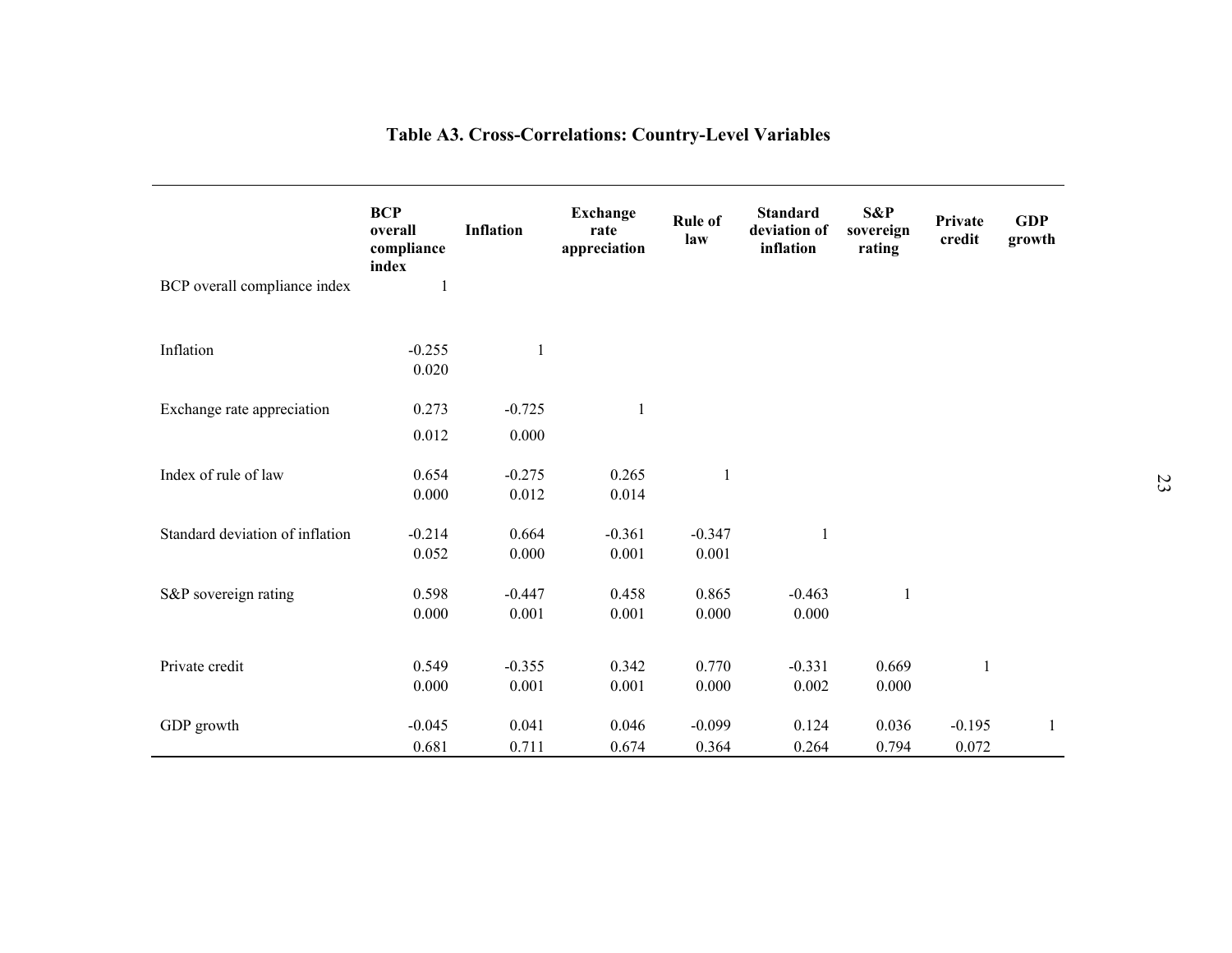# Table A3. Cross-Correlations: Country-Level Variables

| | BCP overall compliance index | Inflation | Exchange rate appreciation | Rule of law | Standard deviation of inflation | S&P sovereign rating | Private credit | GDP growth |
|---|---|---|---|---|---|---|---|---|
| BCP overall compliance index | 1 | | | | | | | |
| Inflation | -0.255 | 1 | | | | | | |
| | 0.020 | | | | | | | |
| Exchange rate appreciation | 0.273 | -0.725 | 1 | | | | | |
| | 0.012 | 0.000 | | | | | | |
| Index of rule of law | 0.654 | -0.275 | 0.265 | 1 | | | | |
| | 0.000 | 0.012 | 0.014 | | | | | |
| Standard deviation of inflation | -0.214 | 0.664 | -0.361 | -0.347 | 1 | | | |
| | 0.052 | 0.000 | 0.001 | 0.001 | | | | |
| S&P sovereign rating | 0.598 | -0.447 | 0.458 | 0.865 | -0.463 | 1 | | |
| | 0.000 | 0.001 | 0.001 | 0.000 | 0.000 | | | |
| Private credit | 0.549 | -0.355 | 0.342 | 0.770 | -0.331 | 0.669 | 1 | |
| | 0.000 | 0.001 | 0.001 | 0.000 | 0.002 | 0.000 | | |
| GDP growth | -0.045 | 0.041 | 0.046 | -0.099 | 0.124 | 0.036 | -0.195 | 1 |
| | 0.681 | 0.711 | 0.674 | 0.364 | 0.264 | 0.794 | 0.072 | |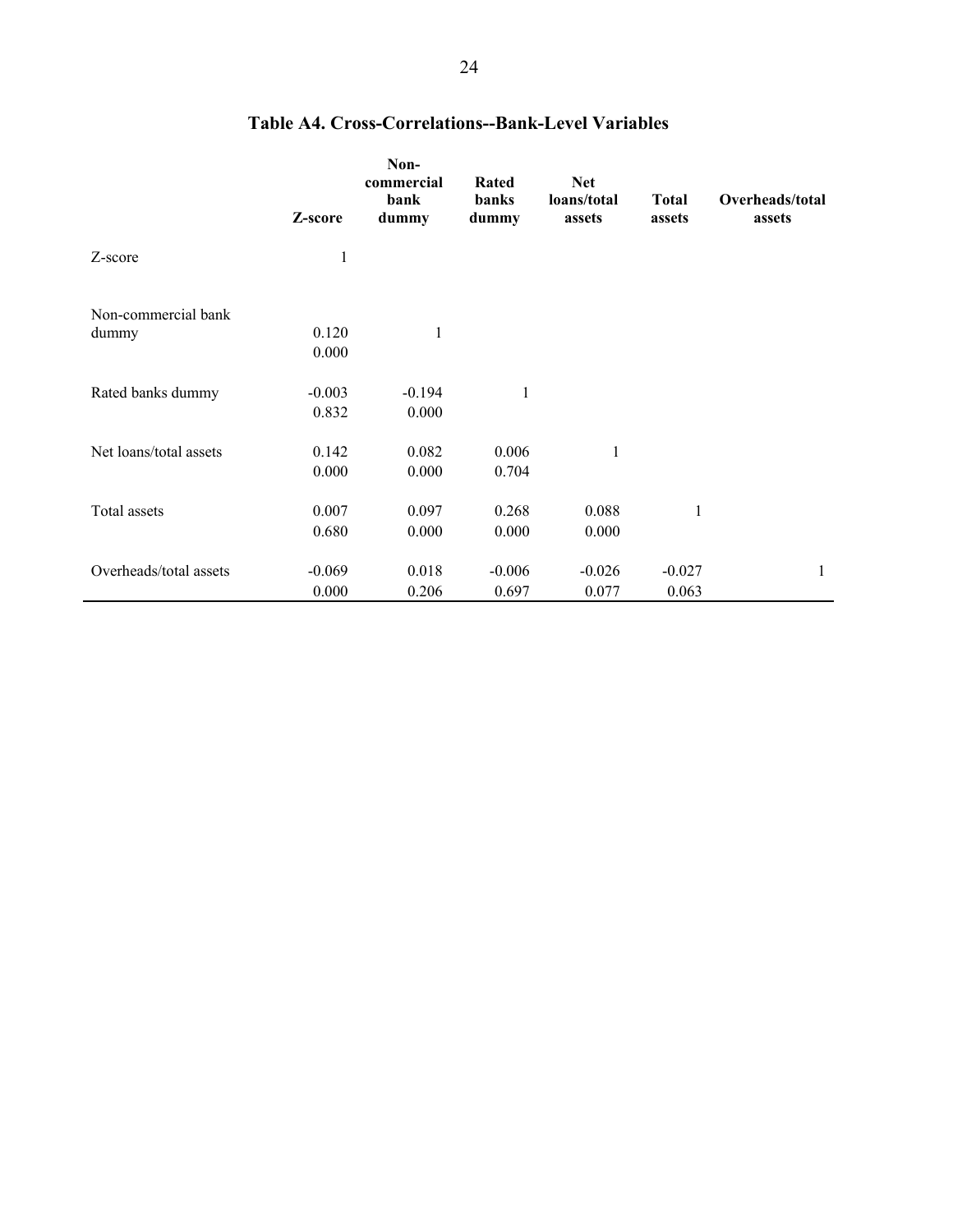# Table A4. Cross-Correlations--Bank-Level Variables

| | Z-score | Non-commercial bank dummy | Rated banks dummy | Net loans/total assets | Total assets | Overheads/total assets |
|---|---|---|---|---|---|---|
| Z-score | 1 | | | | | |
| Non-commercial bank dummy | 0.120 | 1 | | | | |
| | 0.000 | | | | | |
| Rated banks dummy | -0.003 | -0.194 | 1 | | | |
| | 0.832 | 0.000 | | | | |
| Net loans/total assets | 0.142 | 0.082 | 0.006 | 1 | | |
| | 0.000 | 0.000 | 0.704 | | | |
| Total assets | 0.007 | 0.097 | 0.268 | 0.088 | 1 | |
| | 0.680 | 0.000 | 0.000 | 0.000 | | |
| Overheads/total assets | -0.069 | 0.018 | -0.006 | -0.026 | -0.027 | 1 |
| | 0.000 | 0.206 | 0.697 | 0.077 | 0.063 | |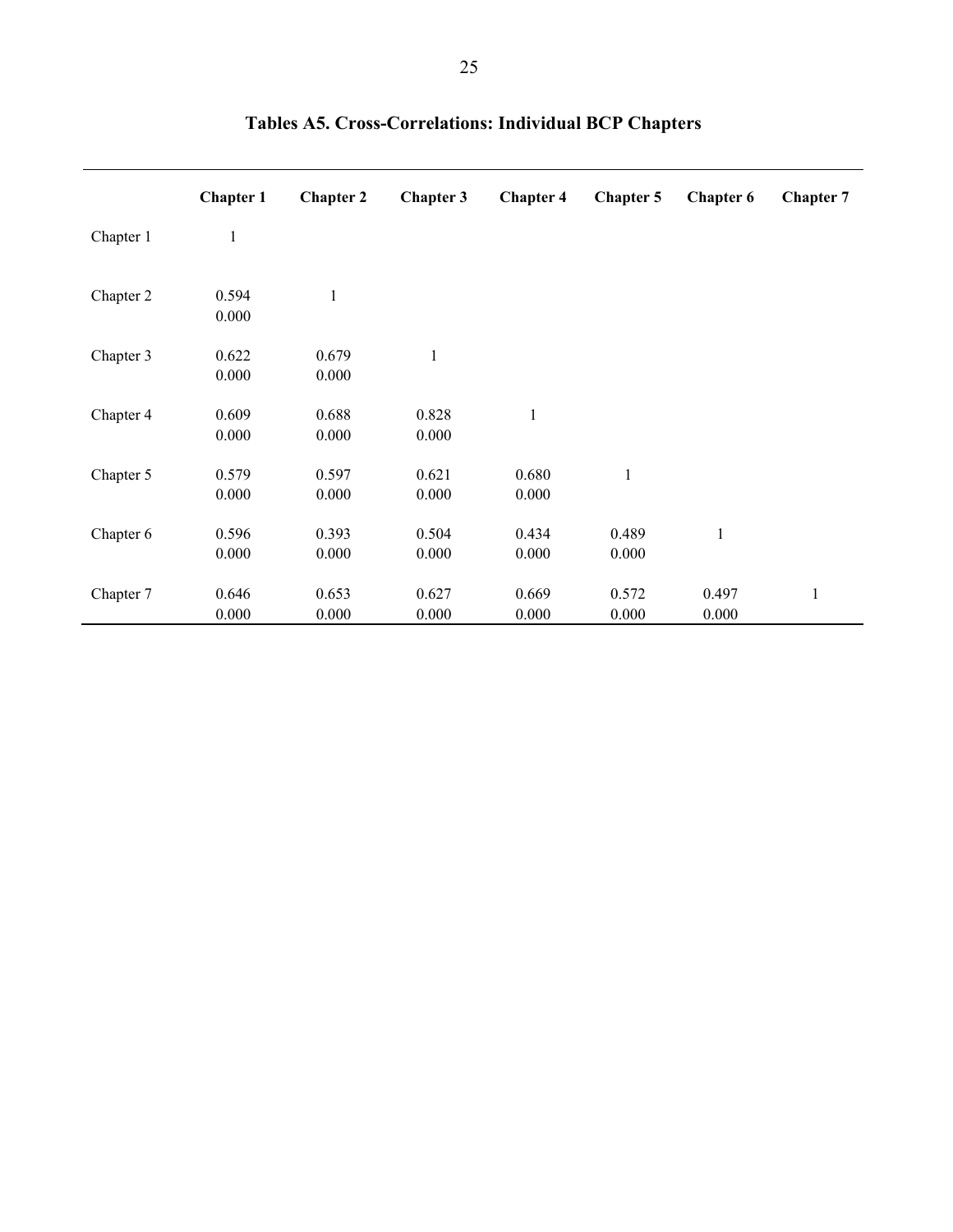## Tables A5. Cross-Correlations: Individual BCP Chapters

| | Chapter 1 | Chapter 2 | Chapter 3 | Chapter 4 | Chapter 5 | Chapter 6 | Chapter 7 |
|---|---|---|---|---|---|---|---|
| Chapter 1 | 1 | | | | | | |
| Chapter 2 | 0.594 | 1 | | | | | |
| | 0.000 | | | | | | |
| Chapter 3 | 0.622 | 0.679 | 1 | | | | |
| | 0.000 | 0.000 | | | | | |
| Chapter 4 | 0.609 | 0.688 | 0.828 | 1 | | | |
| | 0.000 | 0.000 | 0.000 | | | | |
| Chapter 5 | 0.579 | 0.597 | 0.621 | 0.680 | 1 | | |
| | 0.000 | 0.000 | 0.000 | 0.000 | | | |
| Chapter 6 | 0.596 | 0.393 | 0.504 | 0.434 | 0.489 | 1 | |
| | 0.000 | 0.000 | 0.000 | 0.000 | 0.000 | | |
| Chapter 7 | 0.646 | 0.653 | 0.627 | 0.669 | 0.572 | 0.497 | 1 |
| | 0.000 | 0.000 | 0.000 | 0.000 | 0.000 | 0.000 | |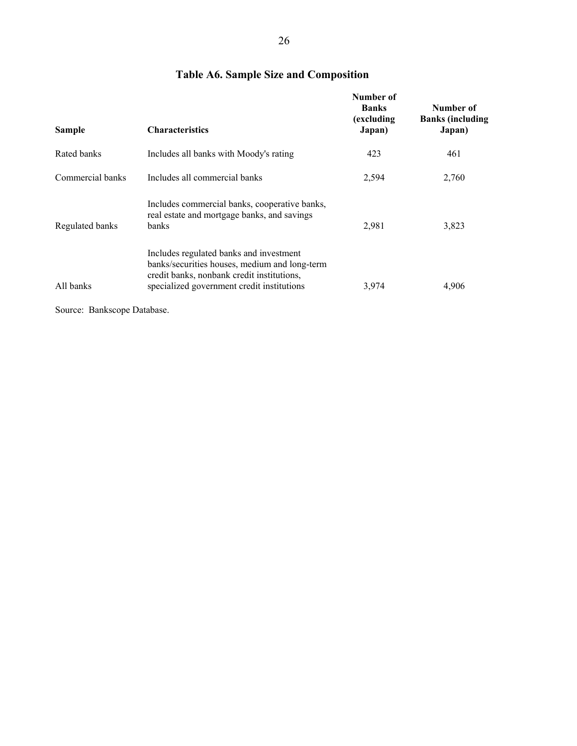# Table A6. Sample Size and Composition

| Sample | Characteristics | Number of Banks (excluding Japan) | Number of Banks (including Japan) |
|---|---|---|---|
| Rated banks | Includes all banks with Moody's rating | 423 | 461 |
| Commercial banks | Includes all commercial banks | 2,594 | 2,760 |
| Regulated banks | Includes commercial banks, cooperative banks, real estate and mortgage banks, and savings banks | 2,981 | 3,823 |
| All banks | Includes regulated banks and investment banks/securities houses, medium and long-term credit banks, nonbank credit institutions, specialized government credit institutions | 3,974 | 4,906 |

Source: Bankscope Database.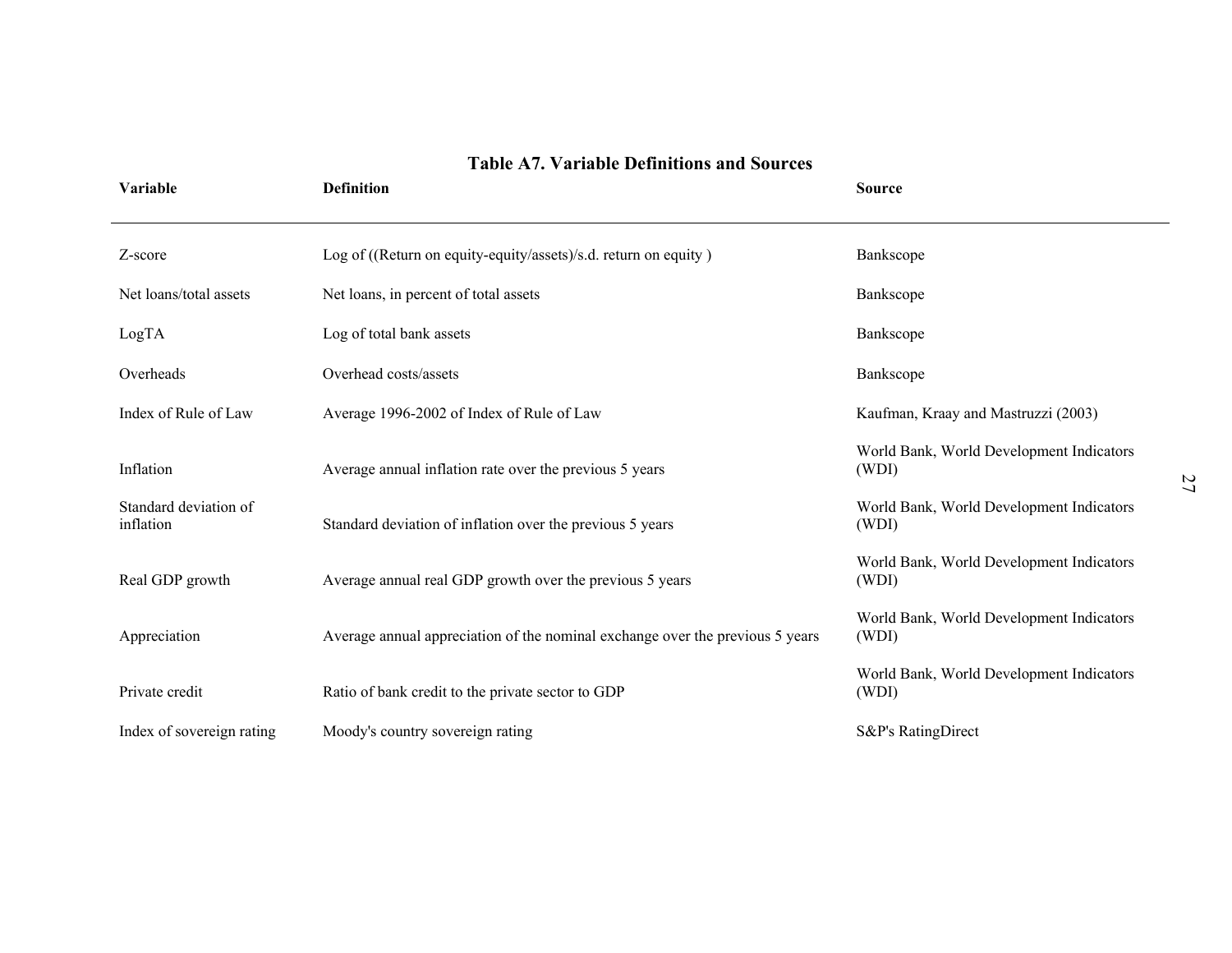**Table A7. Variable Definitions and Sources**

| Variable | Definition | Source |
|---|---|---|
| Z-score | Log of ((Return on equity-equity/assets)/s.d. return on equity ) | Bankscope |
| Net loans/total assets | Net loans, in percent of total assets | Bankscope |
| LogTA | Log of total bank assets | Bankscope |
| Overheads | Overhead costs/assets | Bankscope |
| Index of Rule of Law | Average 1996-2002 of Index of Rule of Law | Kaufman, Kraay and Mastruzzi (2003) |
| Inflation | Average annual inflation rate over the previous 5 years | World Bank, World Development Indicators (WDI) |
| Standard deviation of inflation | Standard deviation of inflation over the previous 5 years | World Bank, World Development Indicators (WDI) |
| Real GDP growth | Average annual real GDP growth over the previous 5 years | World Bank, World Development Indicators (WDI) |
| Appreciation | Average annual appreciation of the nominal exchange over the previous 5 years | World Bank, World Development Indicators (WDI) |
| Private credit | Ratio of bank credit to the private sector to GDP | World Bank, World Development Indicators (WDI) |
| Index of sovereign rating | Moody's country sovereign rating | S&P's RatingDirect |